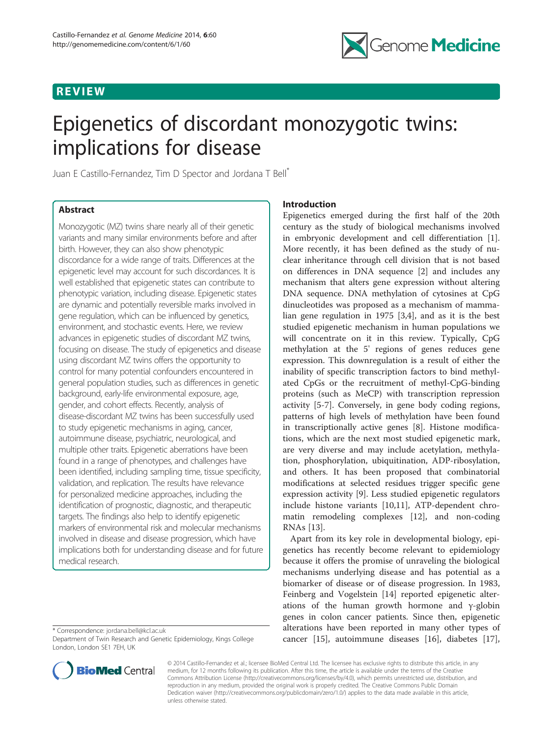REVIEW

# Epigenetics of discordant monozygotic twins: implications for disease

Juan E Castillo-Fernandez, Tim D Spector and Jordana T Bell*

## Abstract

Monozygotic (MZ) twins share nearly all of their genetic variants and many similar environments before and after birth. However, they can also show phenotypic discordance for a wide range of traits. Differences at the epigenetic level may account for such discordances. It is well established that epigenetic states can contribute to phenotypic variation, including disease. Epigenetic states are dynamic and potentially reversible marks involved in gene regulation, which can be influenced by genetics, environment, and stochastic events. Here, we review advances in epigenetic studies of discordant MZ twins, focusing on disease. The study of epigenetics and disease using discordant MZ twins offers the opportunity to control for many potential confounders encountered in general population studies, such as differences in genetic background, early-life environmental exposure, age, gender, and cohort effects. Recently, analysis of disease-discordant MZ twins has been successfully used to study epigenetic mechanisms in aging, cancer, autoimmune disease, psychiatric, neurological, and multiple other traits. Epigenetic aberrations have been found in a range of phenotypes, and challenges have been identified, including sampling time, tissue specificity, validation, and replication. The results have relevance for personalized medicine approaches, including the identification of prognostic, diagnostic, and therapeutic targets. The findings also help to identify epigenetic markers of environmental risk and molecular mechanisms involved in disease and disease progression, which have implications both for understanding disease and for future medical research.

\* Correspondence: jordana.bell@kcl.ac.uk
Department of Twin Research and Genetic Epidemiology, Kings College London, London SE1 7EH, UK

## Introduction

Epigenetics emerged during the first half of the 20th century as the study of biological mechanisms involved in embryonic development and cell differentiation [1]. More recently, it has been defined as the study of nuclear inheritance through cell division that is not based on differences in DNA sequence [2] and includes any mechanism that alters gene expression without altering DNA sequence. DNA methylation of cytosines at CpG dinucleotides was proposed as a mechanism of mammalian gene regulation in 1975 [3,4], and as it is the best studied epigenetic mechanism in human populations we will concentrate on it in this review. Typically, CpG methylation at the 5' regions of genes reduces gene expression. This downregulation is a result of either the inability of specific transcription factors to bind methylated CpGs or the recruitment of methyl-CpG-binding proteins (such as MeCP) with transcription repression activity [5-7]. Conversely, in gene body coding regions, patterns of high levels of methylation have been found in transcriptionally active genes [8]. Histone modifications, which are the next most studied epigenetic mark, are very diverse and may include acetylation, methylation, phosphorylation, ubiquitination, ADP-ribosylation, and others. It has been proposed that combinatorial modifications at selected residues trigger specific gene expression activity [9]. Less studied epigenetic regulators include histone variants [10,11], ATP-dependent chromatin remodeling complexes [12], and non-coding RNAs [13].

Apart from its key role in developmental biology, epigenetics has recently become relevant to epidemiology because it offers the promise of unraveling the biological mechanisms underlying disease and has potential as a biomarker of disease or of disease progression. In 1983, Feinberg and Vogelstein [14] reported epigenetic alterations of the human growth hormone and γ-globin genes in colon cancer patients. Since then, epigenetic alterations have been reported in many other types of cancer [15], autoimmune diseases [16], diabetes [17],

© 2014 Castillo-Fernandez et al.; licensee BioMed Central Ltd. The licensee has exclusive rights to distribute this article, in any medium, for 12 months following its publication. After this time, the article is available under the terms of the Creative Commons Attribution License (http://creativecommons.org/licenses/by/4.0), which permits unrestricted use, distribution, and reproduction in any medium, provided the original work is properly credited. The Creative Commons Public Domain Dedication waiver (http://creativecommons.org/publicdomain/zero/1.0/) applies to the data made available in this article, unless otherwise stated.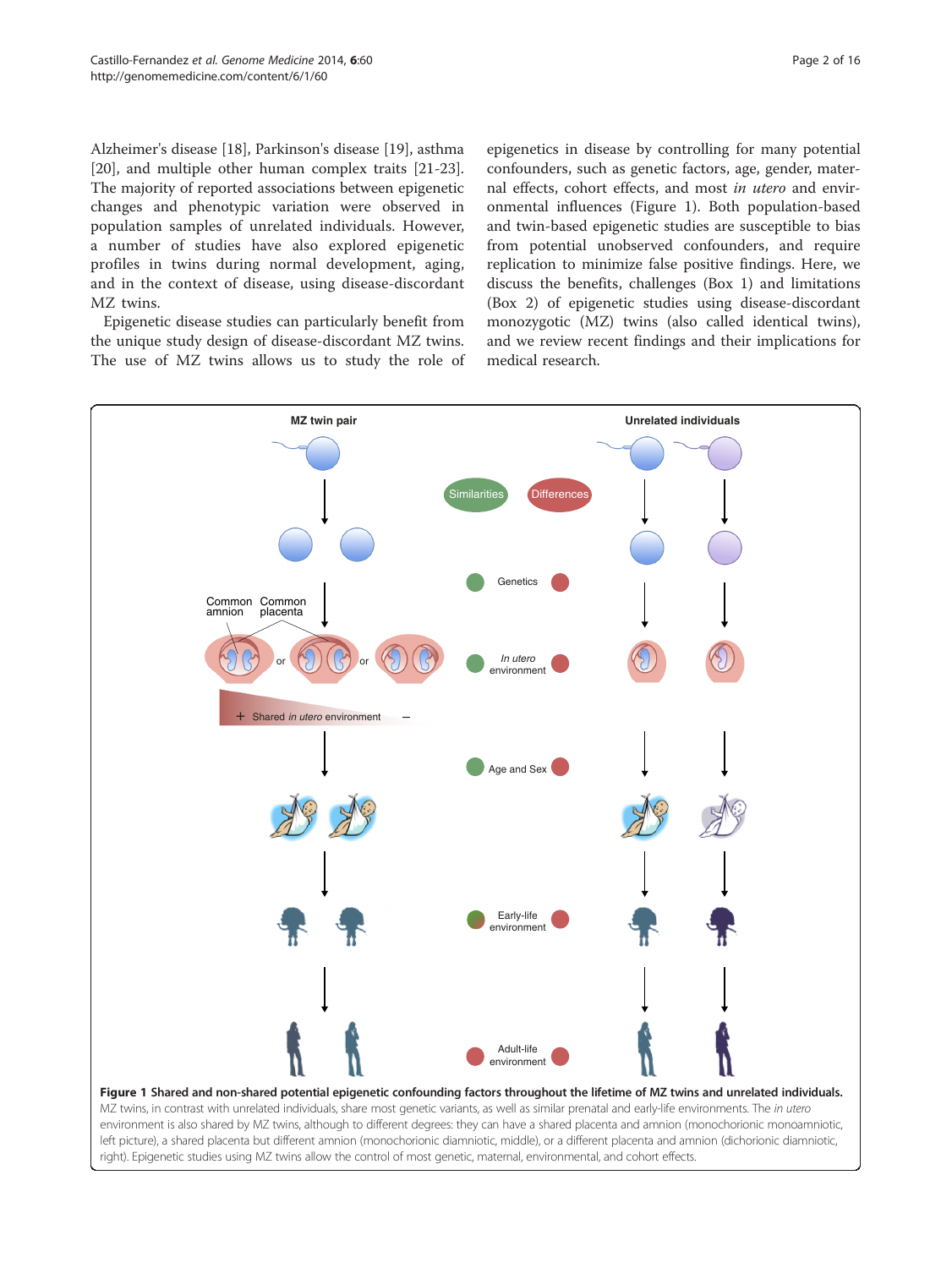Alzheimer's disease [18], Parkinson's disease [19], asthma [20], and multiple other human complex traits [21-23]. The majority of reported associations between epigenetic changes and phenotypic variation were observed in population samples of unrelated individuals. However, a number of studies have also explored epigenetic profiles in twins during normal development, aging, and in the context of disease, using disease-discordant MZ twins.

Epigenetic disease studies can particularly benefit from the unique study design of disease-discordant MZ twins. The use of MZ twins allows us to study the role of epigenetics in disease by controlling for many potential confounders, such as genetic factors, age, gender, maternal effects, cohort effects, and most *in utero* and environmental influences (Figure 1). Both population-based and twin-based epigenetic studies are susceptible to bias from potential unobserved confounders, and require replication to minimize false positive findings. Here, we discuss the benefits, challenges (Box 1) and limitations (Box 2) of epigenetic studies using disease-discordant monozygotic (MZ) twins (also called identical twins), and we review recent findings and their implications for medical research.

**Figure 1 Shared and non-shared potential epigenetic confounding factors throughout the lifetime of MZ twins and unrelated individuals.** MZ twins, in contrast with unrelated individuals, share most genetic variants, as well as similar prenatal and early-life environments. The *in utero* environment is also shared by MZ twins, although to different degrees: they can have a shared placenta and amnion (monochorionic monoamniotic, left picture), a shared placenta but different amnion (monochorionic diamniotic, middle), or a different placenta and amnion (dichorionic diamniotic, right). Epigenetic studies using MZ twins allow the control of most genetic, maternal, environmental, and cohort effects.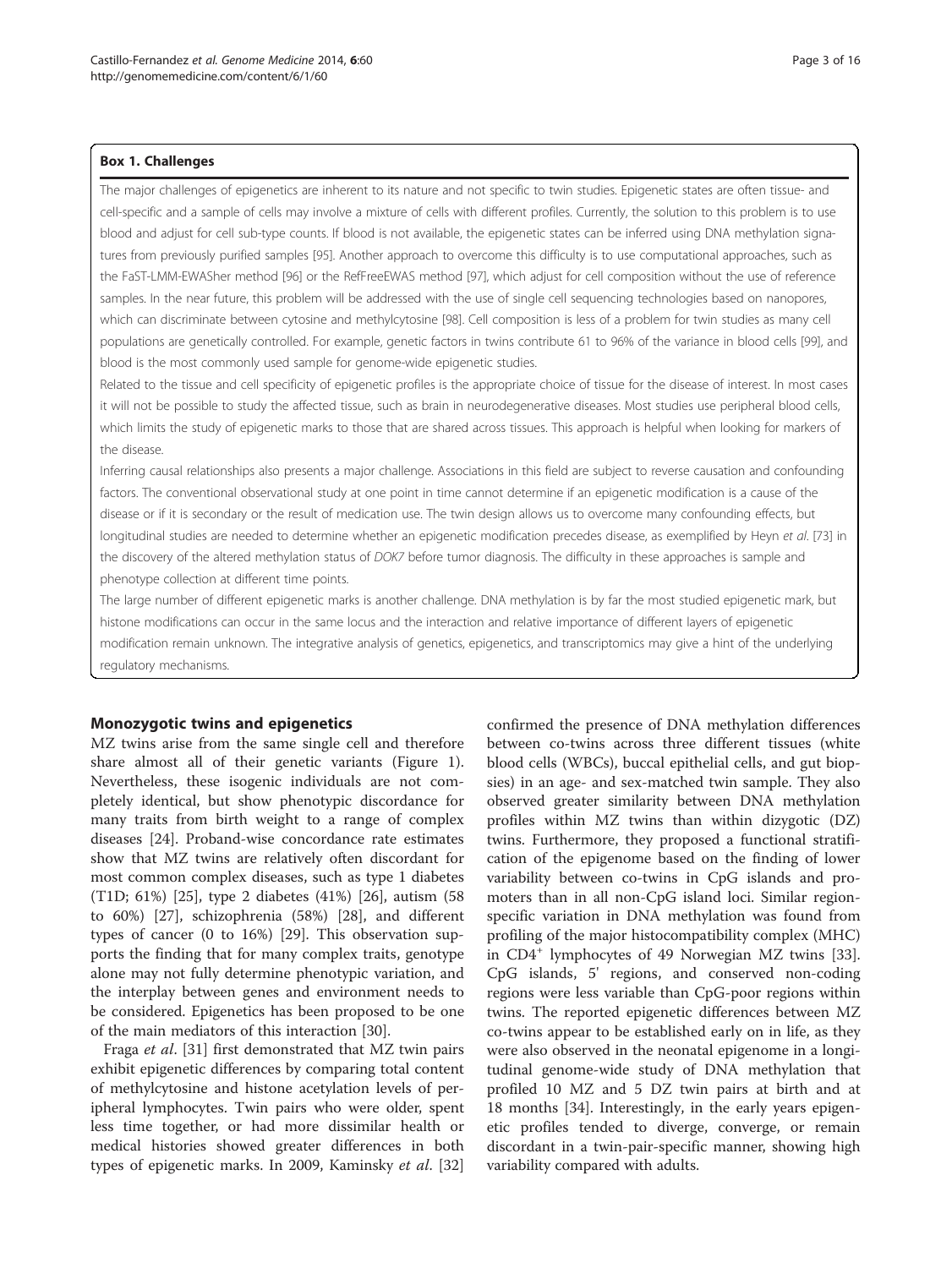### Box 1. Challenges

The major challenges of epigenetics are inherent to its nature and not specific to twin studies. Epigenetic states are often tissue- and cell-specific and a sample of cells may involve a mixture of cells with different profiles. Currently, the solution to this problem is to use blood and adjust for cell sub-type counts. If blood is not available, the epigenetic states can be inferred using DNA methylation signatures from previously purified samples [95]. Another approach to overcome this difficulty is to use computational approaches, such as the FaST-LMM-EWASher method [96] or the RefFreeEWAS method [97], which adjust for cell composition without the use of reference samples. In the near future, this problem will be addressed with the use of single cell sequencing technologies based on nanopores, which can discriminate between cytosine and methylcytosine [98]. Cell composition is less of a problem for twin studies as many cell populations are genetically controlled. For example, genetic factors in twins contribute 61 to 96% of the variance in blood cells [99], and blood is the most commonly used sample for genome-wide epigenetic studies.

Related to the tissue and cell specificity of epigenetic profiles is the appropriate choice of tissue for the disease of interest. In most cases it will not be possible to study the affected tissue, such as brain in neurodegenerative diseases. Most studies use peripheral blood cells, which limits the study of epigenetic marks to those that are shared across tissues. This approach is helpful when looking for markers of the disease.

Inferring causal relationships also presents a major challenge. Associations in this field are subject to reverse causation and confounding factors. The conventional observational study at one point in time cannot determine if an epigenetic modification is a cause of the disease or if it is secondary or the result of medication use. The twin design allows us to overcome many confounding effects, but longitudinal studies are needed to determine whether an epigenetic modification precedes disease, as exemplified by Heyn *et al*. [73] in the discovery of the altered methylation status of *DOK7* before tumor diagnosis. The difficulty in these approaches is sample and phenotype collection at different time points.

The large number of different epigenetic marks is another challenge. DNA methylation is by far the most studied epigenetic mark, but histone modifications can occur in the same locus and the interaction and relative importance of different layers of epigenetic modification remain unknown. The integrative analysis of genetics, epigenetics, and transcriptomics may give a hint of the underlying regulatory mechanisms.

## Monozygotic twins and epigenetics

MZ twins arise from the same single cell and therefore share almost all of their genetic variants (Figure 1). Nevertheless, these isogenic individuals are not completely identical, but show phenotypic discordance for many traits from birth weight to a range of complex diseases [24]. Proband-wise concordance rate estimates show that MZ twins are relatively often discordant for most common complex diseases, such as type 1 diabetes (T1D; 61%) [25], type 2 diabetes (41%) [26], autism (58 to 60%) [27], schizophrenia (58%) [28], and different types of cancer (0 to 16%) [29]. This observation supports the finding that for many complex traits, genotype alone may not fully determine phenotypic variation, and the interplay between genes and environment needs to be considered. Epigenetics has been proposed to be one of the main mediators of this interaction [30].

Fraga *et al*. [31] first demonstrated that MZ twin pairs exhibit epigenetic differences by comparing total content of methylcytosine and histone acetylation levels of peripheral lymphocytes. Twin pairs who were older, spent less time together, or had more dissimilar health or medical histories showed greater differences in both types of epigenetic marks. In 2009, Kaminsky *et al*. [32] confirmed the presence of DNA methylation differences between co-twins across three different tissues (white blood cells (WBCs), buccal epithelial cells, and gut biopsies) in an age- and sex-matched twin sample. They also observed greater similarity between DNA methylation profiles within MZ twins than within dizygotic (DZ) twins. Furthermore, they proposed a functional stratification of the epigenome based on the finding of lower variability between co-twins in CpG islands and promoters than in all non-CpG island loci. Similar region-specific variation in DNA methylation was found from profiling of the major histocompatibility complex (MHC) in $CD4^+$ lymphocytes of 49 Norwegian MZ twins [33]. CpG islands, 5' regions, and conserved non-coding regions were less variable than CpG-poor regions within twins. The reported epigenetic differences between MZ co-twins appear to be established early on in life, as they were also observed in the neonatal epigenome in a longitudinal genome-wide study of DNA methylation that profiled 10 MZ and 5 DZ twin pairs at birth and at 18 months [34]. Interestingly, in the early years epigenetic profiles tended to diverge, converge, or remain discordant in a twin-pair-specific manner, showing high variability compared with adults.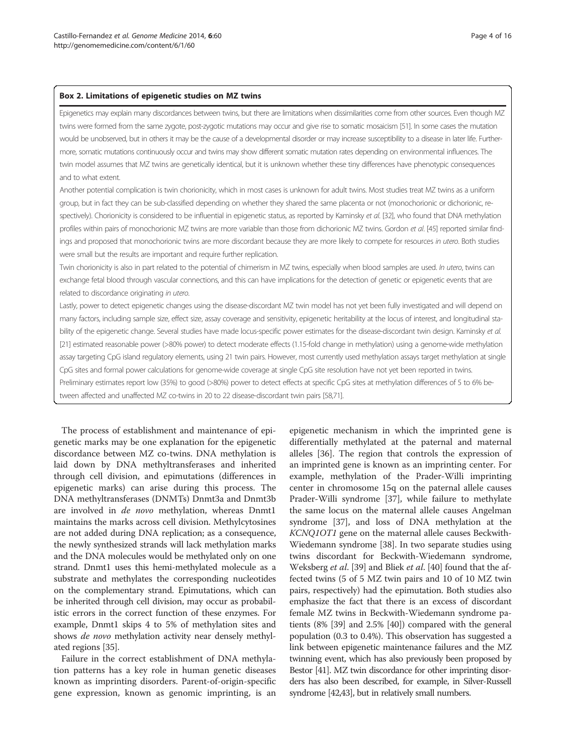### Box 2. Limitations of epigenetic studies on MZ twins

Epigenetics may explain many discordances between twins, but there are limitations when dissimilarities come from other sources. Even though MZ twins were formed from the same zygote, post-zygotic mutations may occur and give rise to somatic mosaicism [51]. In some cases the mutation would be unobserved, but in others it may be the cause of a developmental disorder or may increase susceptibility to a disease in later life. Furthermore, somatic mutations continuously occur and twins may show different somatic mutation rates depending on environmental influences. The twin model assumes that MZ twins are genetically identical, but it is unknown whether these tiny differences have phenotypic consequences and to what extent.

Another potential complication is twin chorionicity, which in most cases is unknown for adult twins. Most studies treat MZ twins as a uniform group, but in fact they can be sub-classified depending on whether they shared the same placenta or not (monochorionic or dichorionic, respectively). Chorionicity is considered to be influential in epigenetic status, as reported by Kaminsky *et al.* [32], who found that DNA methylation profiles within pairs of monochorionic MZ twins are more variable than those from dichorionic MZ twins. Gordon *et al.* [45] reported similar findings and proposed that monochorionic twins are more discordant because they are more likely to compete for resources *in utero*. Both studies were small but the results are important and require further replication.

Twin chorionicity is also in part related to the potential of chimerism in MZ twins, especially when blood samples are used. *In utero*, twins can exchange fetal blood through vascular connections, and this can have implications for the detection of genetic or epigenetic events that are related to discordance originating *in utero*.

Lastly, power to detect epigenetic changes using the disease-discordant MZ twin model has not yet been fully investigated and will depend on many factors, including sample size, effect size, assay coverage and sensitivity, epigenetic heritability at the locus of interest, and longitudinal stability of the epigenetic change. Several studies have made locus-specific power estimates for the disease-discordant twin design. Kaminsky *et al.* [21] estimated reasonable power (>80% power) to detect moderate effects (1.15-fold change in methylation) using a genome-wide methylation assay targeting CpG island regulatory elements, using 21 twin pairs. However, most currently used methylation assays target methylation at single CpG sites and formal power calculations for genome-wide coverage at single CpG site resolution have not yet been reported in twins. Preliminary estimates report low (35%) to good (>80%) power to detect effects at specific CpG sites at methylation differences of 5 to 6% between affected and unaffected MZ co-twins in 20 to 22 disease-discordant twin pairs [58,71].

The process of establishment and maintenance of epigenetic marks may be one explanation for the epigenetic discordance between MZ co-twins. DNA methylation is laid down by DNA methyltransferases and inherited through cell division, and epimutations (differences in epigenetic marks) can arise during this process. The DNA methyltransferases (DNMTs) Dnmt3a and Dnmt3b are involved in *de novo* methylation, whereas Dnmt1 maintains the marks across cell division. Methylcytosines are not added during DNA replication; as a consequence, the newly synthesized strands will lack methylation marks and the DNA molecules would be methylated only on one strand. Dnmt1 uses this hemi-methylated molecule as a substrate and methylates the corresponding nucleotides on the complementary strand. Epimutations, which can be inherited through cell division, may occur as probabilistic errors in the correct function of these enzymes. For example, Dnmt1 skips 4 to 5% of methylation sites and shows *de novo* methylation activity near densely methylated regions [35].

Failure in the correct establishment of DNA methylation patterns has a key role in human genetic diseases known as imprinting disorders. Parent-of-origin-specific gene expression, known as genomic imprinting, is an epigenetic mechanism in which the imprinted gene is differentially methylated at the paternal and maternal alleles [36]. The region that controls the expression of an imprinted gene is known as an imprinting center. For example, methylation of the Prader-Willi imprinting center in chromosome 15q on the paternal allele causes Prader-Willi syndrome [37], while failure to methylate the same locus on the maternal allele causes Angelman syndrome [37], and loss of DNA methylation at the *KCNQ1OT1* gene on the maternal allele causes Beckwith-Wiedemann syndrome [38]. In two separate studies using twins discordant for Beckwith-Wiedemann syndrome, Weksberg *et al.* [39] and Bliek *et al.* [40] found that the affected twins (5 of 5 MZ twin pairs and 10 of 10 MZ twin pairs, respectively) had the epimutation. Both studies also emphasize the fact that there is an excess of discordant female MZ twins in Beckwith-Wiedemann syndrome patients (8% [39] and 2.5% [40]) compared with the general population (0.3 to 0.4%). This observation has suggested a link between epigenetic maintenance failures and the MZ twinning event, which has also previously been proposed by Bestor [41]. MZ twin discordance for other imprinting disorders has also been described, for example, in Silver-Russell syndrome [42,43], but in relatively small numbers.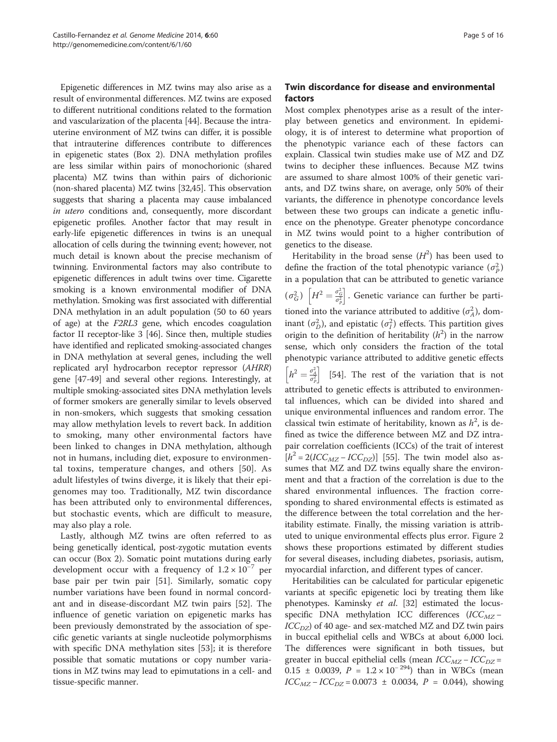Epigenetic differences in MZ twins may also arise as a result of environmental differences. MZ twins are exposed to different nutritional conditions related to the formation and vascularization of the placenta [44]. Because the intrauterine environment of MZ twins can differ, it is possible that intrauterine differences contribute to differences in epigenetic states (Box 2). DNA methylation profiles are less similar within pairs of monochorionic (shared placenta) MZ twins than within pairs of dichorionic (non-shared placenta) MZ twins [32,45]. This observation suggests that sharing a placenta may cause imbalanced *in utero* conditions and, consequently, more discordant epigenetic profiles. Another factor that may result in early-life epigenetic differences in twins is an unequal allocation of cells during the twinning event; however, not much detail is known about the precise mechanism of twinning. Environmental factors may also contribute to epigenetic differences in adult twins over time. Cigarette smoking is a known environmental modifier of DNA methylation. Smoking was first associated with differential DNA methylation in an adult population (50 to 60 years of age) at the *F2RL3* gene, which encodes coagulation factor II receptor-like 3 [46]. Since then, multiple studies have identified and replicated smoking-associated changes in DNA methylation at several genes, including the well replicated aryl hydrocarbon receptor repressor (*AHRR*) gene [47-49] and several other regions. Interestingly, at multiple smoking-associated sites DNA methylation levels of former smokers are generally similar to levels observed in non-smokers, which suggests that smoking cessation may allow methylation levels to revert back. In addition to smoking, many other environmental factors have been linked to changes in DNA methylation, although not in humans, including diet, exposure to environmental toxins, temperature changes, and others [50]. As adult lifestyles of twins diverge, it is likely that their epigenomes may too. Traditionally, MZ twin discordance has been attributed only to environmental differences, but stochastic events, which are difficult to measure, may also play a role.

Lastly, although MZ twins are often referred to as being genetically identical, post-zygotic mutation events can occur (Box 2). Somatic point mutations during early development occur with a frequency of $1.2 \times 10^{-7}$ per base pair per twin pair [51]. Similarly, somatic copy number variations have been found in normal concordant and in disease-discordant MZ twin pairs [52]. The influence of genetic variation on epigenetic marks has been previously demonstrated by the association of specific genetic variants at single nucleotide polymorphisms with specific DNA methylation sites [53]; it is therefore possible that somatic mutations or copy number variations in MZ twins may lead to epimutations in a cell- and tissue-specific manner.

## Twin discordance for disease and environmental factors

Most complex phenotypes arise as a result of the interplay between genetics and environment. In epidemiology, it is of interest to determine what proportion of the phenotypic variance each of these factors can explain. Classical twin studies make use of MZ and DZ twins to decipher these influences. Because MZ twins are assumed to share almost 100% of their genetic variants, and DZ twins share, on average, only 50% of their variants, the difference in phenotype concordance levels between these two groups can indicate a genetic influence on the phenotype. Greater phenotype concordance in MZ twins would point to a higher contribution of genetics to the disease.

Heritability in the broad sense ($H^2$) has been used to define the fraction of the total phenotypic variance ($\sigma_P^2$) in a population that can be attributed to genetic variance ($\sigma_G^2$) $\left[H^2 = \frac{\sigma_G^2}{\sigma_P^2}\right]$. Genetic variance can further be partitioned into the variance attributed to additive ($\sigma_A^2$), dominant ($\sigma_D^2$), and epistatic ($\sigma_I^2$) effects. This partition gives origin to the definition of heritability ($h^2$) in the narrow sense, which only considers the fraction of the total phenotypic variance attributed to additive genetic effects $\left[h^2 = \frac{\sigma_A^2}{\sigma_P^2}\right]$ [54]. The rest of the variation that is not attributed to genetic effects is attributed to environmental influences, which can be divided into shared and unique environmental influences and random error. The classical twin estimate of heritability, known as $h^2$, is defined as twice the difference between MZ and DZ intrapair correlation coefficients (ICCs) of the trait of interest [$h^2 = 2(ICC_{MZ} - ICC_{DZ})$] [55]. The twin model also assumes that MZ and DZ twins equally share the environment and that a fraction of the correlation is due to the shared environmental influences. The fraction corresponding to shared environmental effects is estimated as the difference between the total correlation and the heritability estimate. Finally, the missing variation is attributed to unique environmental effects plus error. Figure 2 shows these proportions estimated by different studies for several diseases, including diabetes, psoriasis, autism, myocardial infarction, and different types of cancer.

Heritabilities can be calculated for particular epigenetic variants at specific epigenetic loci by treating them like phenotypes. Kaminsky *et al.* [32] estimated the locus-specific DNA methylation ICC differences ($ICC_{MZ} - ICC_{DZ}$) of 40 age- and sex-matched MZ and DZ twin pairs in buccal epithelial cells and WBCs at about 6,000 loci. The differences were significant in both tissues, but greater in buccal epithelial cells (mean $ICC_{MZ} - ICC_{DZ} = 0.15 \pm 0.0039$, $P = 1.2 \times 10^{-294}$) than in WBCs (mean $ICC_{MZ} - ICC_{DZ} = 0.0073 \pm 0.0034$, $P = 0.044$), showing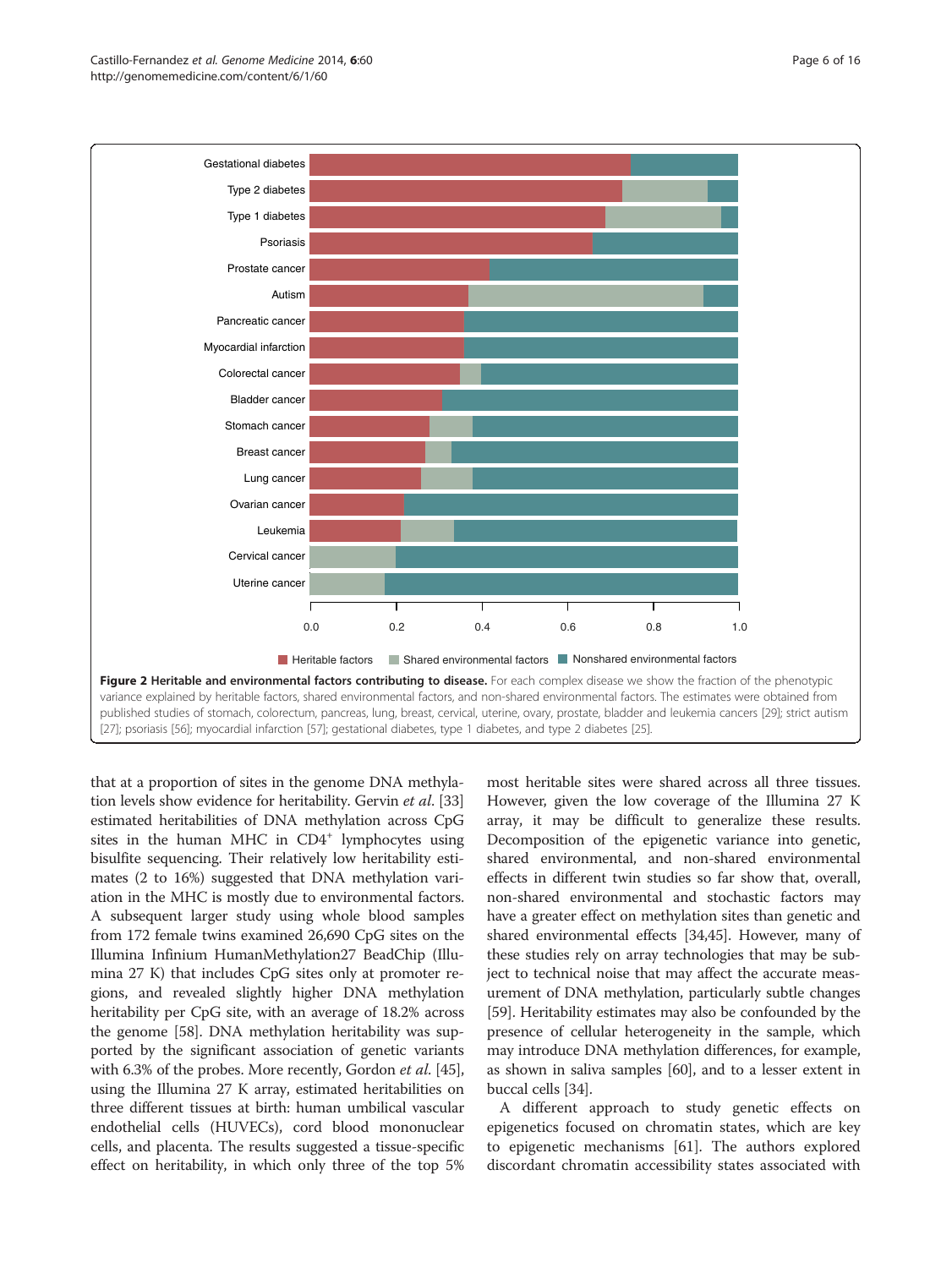Figure 2 Heritable and environmental factors contributing to disease. For each complex disease we show the fraction of the phenotypic variance explained by heritable factors, shared environmental factors, and non-shared environmental factors. The estimates were obtained from published studies of stomach, colorectum, pancreas, lung, breast, cervical, uterine, ovary, prostate, bladder and leukemia cancers [29]; strict autism [27]; psoriasis [56]; myocardial infarction [57]; gestational diabetes, type 1 diabetes, and type 2 diabetes [25].

that at a proportion of sites in the genome DNA methylation levels show evidence for heritability. Gervin *et al*. [33] estimated heritabilities of DNA methylation across CpG sites in the human MHC in CD4⁺ lymphocytes using bisulfite sequencing. Their relatively low heritability estimates (2 to 16%) suggested that DNA methylation variation in the MHC is mostly due to environmental factors. A subsequent larger study using whole blood samples from 172 female twins examined 26,690 CpG sites on the Illumina Infinium HumanMethylation27 BeadChip (Illumina 27 K) that includes CpG sites only at promoter regions, and revealed slightly higher DNA methylation heritability per CpG site, with an average of 18.2% across the genome [58]. DNA methylation heritability was supported by the significant association of genetic variants with 6.3% of the probes. More recently, Gordon *et al*. [45], using the Illumina 27 K array, estimated heritabilities on three different tissues at birth: human umbilical vascular endothelial cells (HUVECs), cord blood mononuclear cells, and placenta. The results suggested a tissue-specific effect on heritability, in which only three of the top 5% most heritable sites were shared across all three tissues. However, given the low coverage of the Illumina 27 K array, it may be difficult to generalize these results. Decomposition of the epigenetic variance into genetic, shared environmental, and non-shared environmental effects in different twin studies so far show that, overall, non-shared environmental and stochastic factors may have a greater effect on methylation sites than genetic and shared environmental effects [34,45]. However, many of these studies rely on array technologies that may be subject to technical noise that may affect the accurate measurement of DNA methylation, particularly subtle changes [59]. Heritability estimates may also be confounded by the presence of cellular heterogeneity in the sample, which may introduce DNA methylation differences, for example, as shown in saliva samples [60], and to a lesser extent in buccal cells [34].

A different approach to study genetic effects on epigenetics focused on chromatin states, which are key to epigenetic mechanisms [61]. The authors explored discordant chromatin accessibility states associated with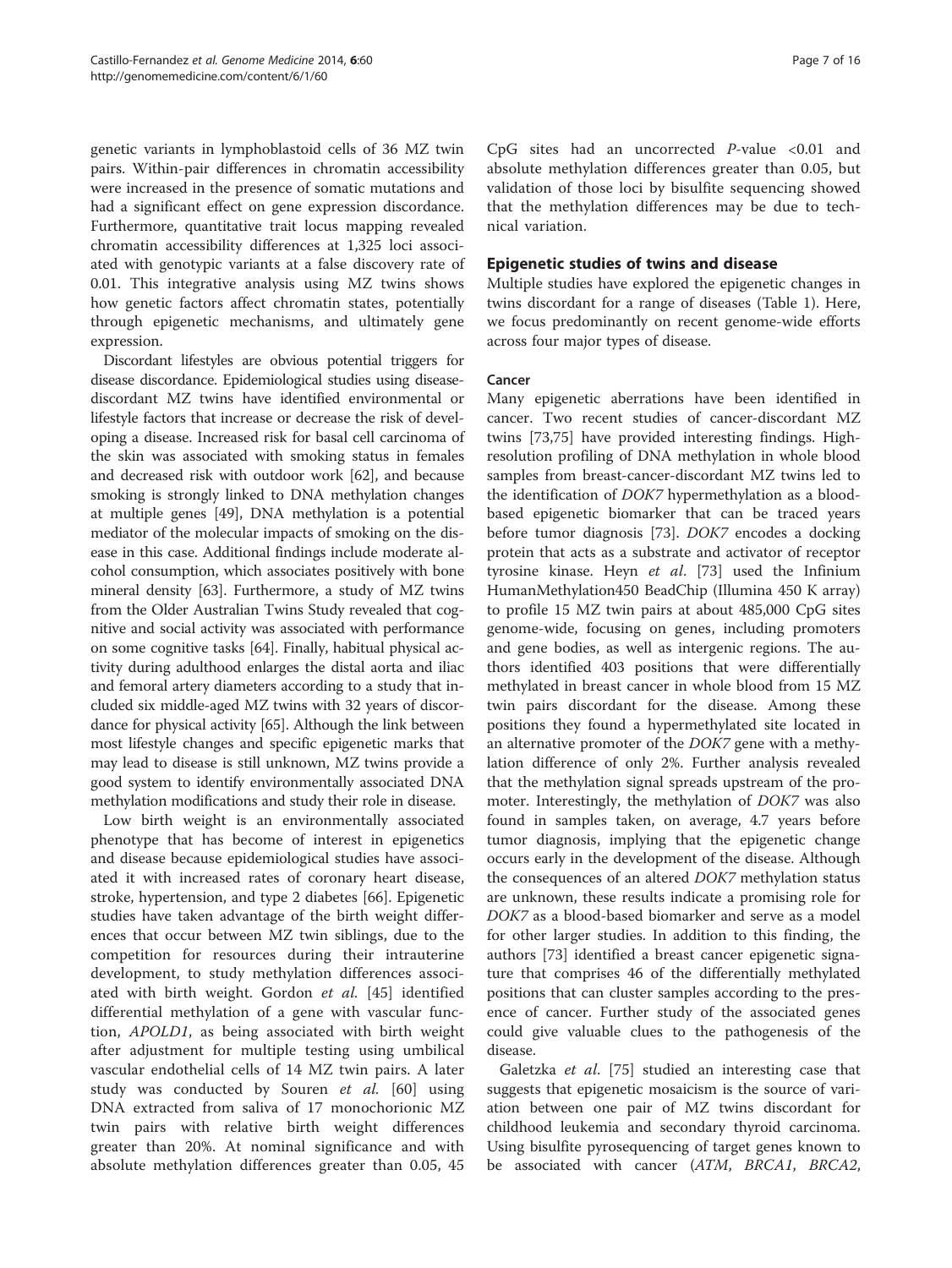genetic variants in lymphoblastoid cells of 36 MZ twin pairs. Within-pair differences in chromatin accessibility were increased in the presence of somatic mutations and had a significant effect on gene expression discordance. Furthermore, quantitative trait locus mapping revealed chromatin accessibility differences at 1,325 loci associated with genotypic variants at a false discovery rate of 0.01. This integrative analysis using MZ twins shows how genetic factors affect chromatin states, potentially through epigenetic mechanisms, and ultimately gene expression.

Discordant lifestyles are obvious potential triggers for disease discordance. Epidemiological studies using disease-discordant MZ twins have identified environmental or lifestyle factors that increase or decrease the risk of developing a disease. Increased risk for basal cell carcinoma of the skin was associated with smoking status in females and decreased risk with outdoor work [62], and because smoking is strongly linked to DNA methylation changes at multiple genes [49], DNA methylation is a potential mediator of the molecular impacts of smoking on the disease in this case. Additional findings include moderate alcohol consumption, which associates positively with bone mineral density [63]. Furthermore, a study of MZ twins from the Older Australian Twins Study revealed that cognitive and social activity was associated with performance on some cognitive tasks [64]. Finally, habitual physical activity during adulthood enlarges the distal aorta and iliac and femoral artery diameters according to a study that included six middle-aged MZ twins with 32 years of discordance for physical activity [65]. Although the link between most lifestyle changes and specific epigenetic marks that may lead to disease is still unknown, MZ twins provide a good system to identify environmentally associated DNA methylation modifications and study their role in disease.

Low birth weight is an environmentally associated phenotype that has become of interest in epigenetics and disease because epidemiological studies have associated it with increased rates of coronary heart disease, stroke, hypertension, and type 2 diabetes [66]. Epigenetic studies have taken advantage of the birth weight differences that occur between MZ twin siblings, due to the competition for resources during their intrauterine development, to study methylation differences associated with birth weight. Gordon *et al.* [45] identified differential methylation of a gene with vascular function, *APOLD1*, as being associated with birth weight after adjustment for multiple testing using umbilical vascular endothelial cells of 14 MZ twin pairs. A later study was conducted by Souren *et al.* [60] using DNA extracted from saliva of 17 monochorionic MZ twin pairs with relative birth weight differences greater than 20%. At nominal significance and with absolute methylation differences greater than 0.05, 45 CpG sites had an uncorrected *P*-value <0.01 and absolute methylation differences greater than 0.05, but validation of those loci by bisulfite sequencing showed that the methylation differences may be due to technical variation.

## Epigenetic studies of twins and disease

Multiple studies have explored the epigenetic changes in twins discordant for a range of diseases (Table 1). Here, we focus predominantly on recent genome-wide efforts across four major types of disease.

### Cancer

Many epigenetic aberrations have been identified in cancer. Two recent studies of cancer-discordant MZ twins [73,75] have provided interesting findings. High-resolution profiling of DNA methylation in whole blood samples from breast-cancer-discordant MZ twins led to the identification of *DOK7* hypermethylation as a blood-based epigenetic biomarker that can be traced years before tumor diagnosis [73]. *DOK7* encodes a docking protein that acts as a substrate and activator of receptor tyrosine kinase. Heyn *et al.* [73] used the Infinium HumanMethylation450 BeadChip (Illumina 450 K array) to profile 15 MZ twin pairs at about 485,000 CpG sites genome-wide, focusing on genes, including promoters and gene bodies, as well as intergenic regions. The authors identified 403 positions that were differentially methylated in breast cancer in whole blood from 15 MZ twin pairs discordant for the disease. Among these positions they found a hypermethylated site located in an alternative promoter of the *DOK7* gene with a methylation difference of only 2%. Further analysis revealed that the methylation signal spreads upstream of the promoter. Interestingly, the methylation of *DOK7* was also found in samples taken, on average, 4.7 years before tumor diagnosis, implying that the epigenetic change occurs early in the development of the disease. Although the consequences of an altered *DOK7* methylation status are unknown, these results indicate a promising role for *DOK7* as a blood-based biomarker and serve as a model for other larger studies. In addition to this finding, the authors [73] identified a breast cancer epigenetic signature that comprises 46 of the differentially methylated positions that can cluster samples according to the presence of cancer. Further study of the associated genes could give valuable clues to the pathogenesis of the disease.

Galetzka *et al.* [75] studied an interesting case that suggests that epigenetic mosaicism is the source of variation between one pair of MZ twins discordant for childhood leukemia and secondary thyroid carcinoma. Using bisulfite pyrosequencing of target genes known to be associated with cancer (*ATM*, *BRCA1*, *BRCA2*,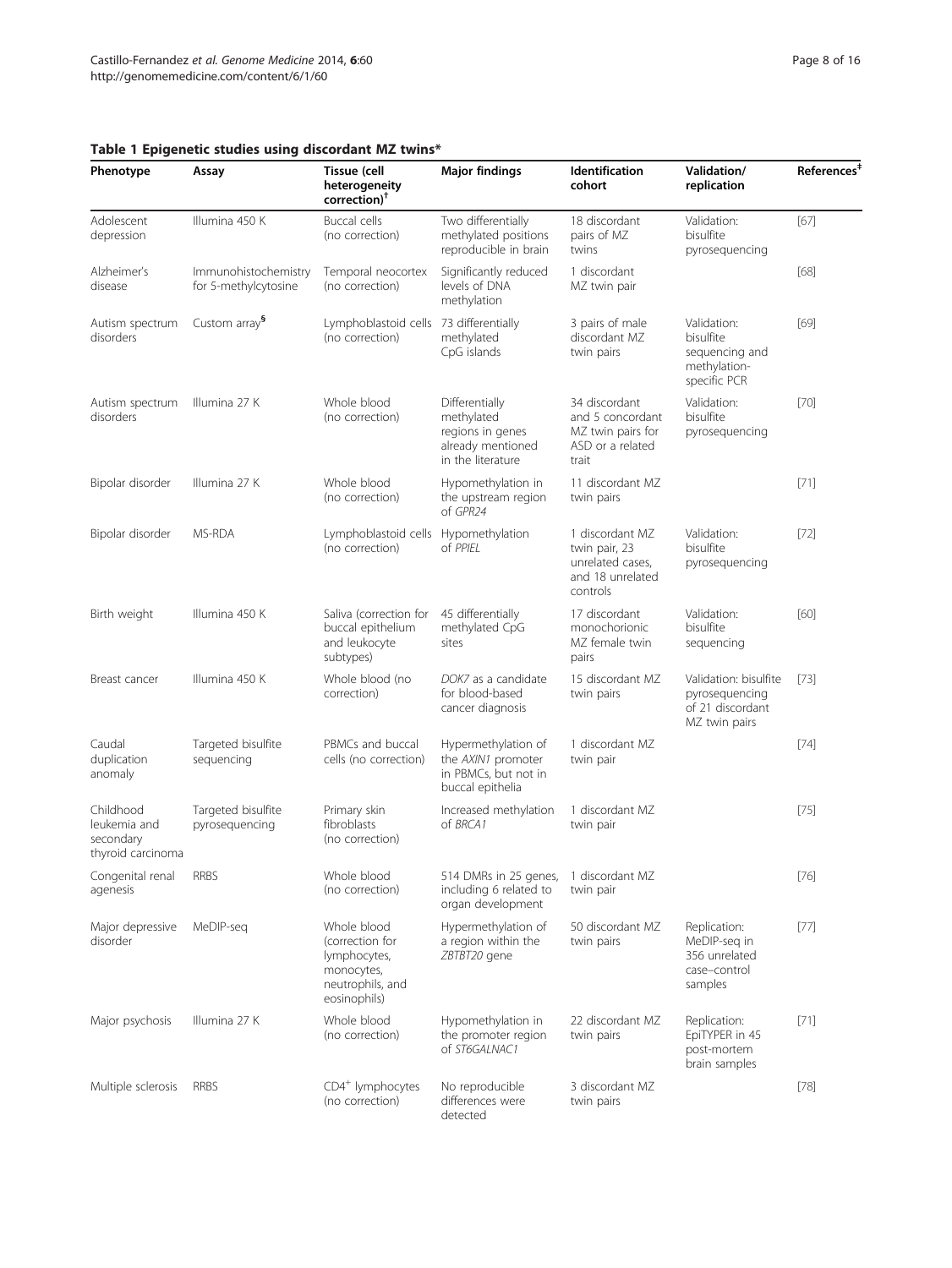**Table 1 Epigenetic studies using discordant MZ twins***

| Phenotype | Assay | Tissue (cell heterogeneity correction)[†] | Major findings | Identification cohort | Validation/ replication | References[‡] |
|---|---|---|---|---|---|---|
| Adolescent depression | Illumina 450 K | Buccal cells (no correction) | Two differentially methylated positions reproducible in brain | 18 discordant pairs of MZ twins | Validation: bisulfite pyrosequencing | [67] |
| Alzheimer's disease | Immunohistochemistry for 5-methylcytosine | Temporal neocortex (no correction) | Significantly reduced levels of DNA methylation | 1 discordant MZ twin pair | | [68] |
| Autism spectrum disorders | Custom array[§] | Lymphoblastoid cells (no correction) | 73 differentially methylated CpG islands | 3 pairs of male discordant MZ twin pairs | Validation: bisulfite sequencing and methylation-specific PCR | [69] |
| Autism spectrum disorders | Illumina 27 K | Whole blood (no correction) | Differentially methylated regions in genes already mentioned in the literature | 34 discordant and 5 concordant MZ twin pairs for ASD or a related trait | Validation: bisulfite pyrosequencing | [70] |
| Bipolar disorder | Illumina 27 K | Whole blood (no correction) | Hypomethylation in the upstream region of *GPR24* | 11 discordant MZ twin pairs | | [71] |
| Bipolar disorder | MS-RDA | Lymphoblastoid cells (no correction) | Hypomethylation of *PPIEL* | 1 discordant MZ twin pair, 23 unrelated cases, and 18 unrelated controls | Validation: bisulfite pyrosequencing | [72] |
| Birth weight | Illumina 450 K | Saliva (correction for buccal epithelium and leukocyte subtypes) | 45 differentially methylated CpG sites | 17 discordant monochorionic MZ female twin pairs | Validation: bisulfite sequencing | [60] |
| Breast cancer | Illumina 450 K | Whole blood (no correction) | *DOK7* as a candidate for blood-based cancer diagnosis | 15 discordant MZ twin pairs | Validation: bisulfite pyrosequencing of 21 discordant MZ twin pairs | [73] |
| Caudal duplication anomaly | Targeted bisulfite sequencing | PBMCs and buccal cells (no correction) | Hypermethylation of the *AXIN1* promoter in PBMCs, but not in buccal epithelia | 1 discordant MZ twin pair | | [74] |
| Childhood leukemia and secondary thyroid carcinoma | Targeted bisulfite pyrosequencing | Primary skin fibroblasts (no correction) | Increased methylation of *BRCA1* | 1 discordant MZ twin pair | | [75] |
| Congenital renal agenesis | RRBS | Whole blood (no correction) | 514 DMRs in 25 genes, including 6 related to organ development | 1 discordant MZ twin pair | | [76] |
| Major depressive disorder | MeDIP-seq | Whole blood (correction for lymphocytes, monocytes, neutrophils, and eosinophils) | Hypermethylation of a region within the *ZBTBT20* gene | 50 discordant MZ twin pairs | Replication: MeDIP-seq in 356 unrelated case–control samples | [77] |
| Major psychosis | Illumina 27 K | Whole blood (no correction) | Hypomethylation in the promoter region of *ST6GALNAC1* | 22 discordant MZ twin pairs | Replication: EpiTYPER in 45 post-mortem brain samples | [71] |
| Multiple sclerosis | RRBS | $CD4^+$ lymphocytes (no correction) | No reproducible differences were detected | 3 discordant MZ twin pairs | | [78] |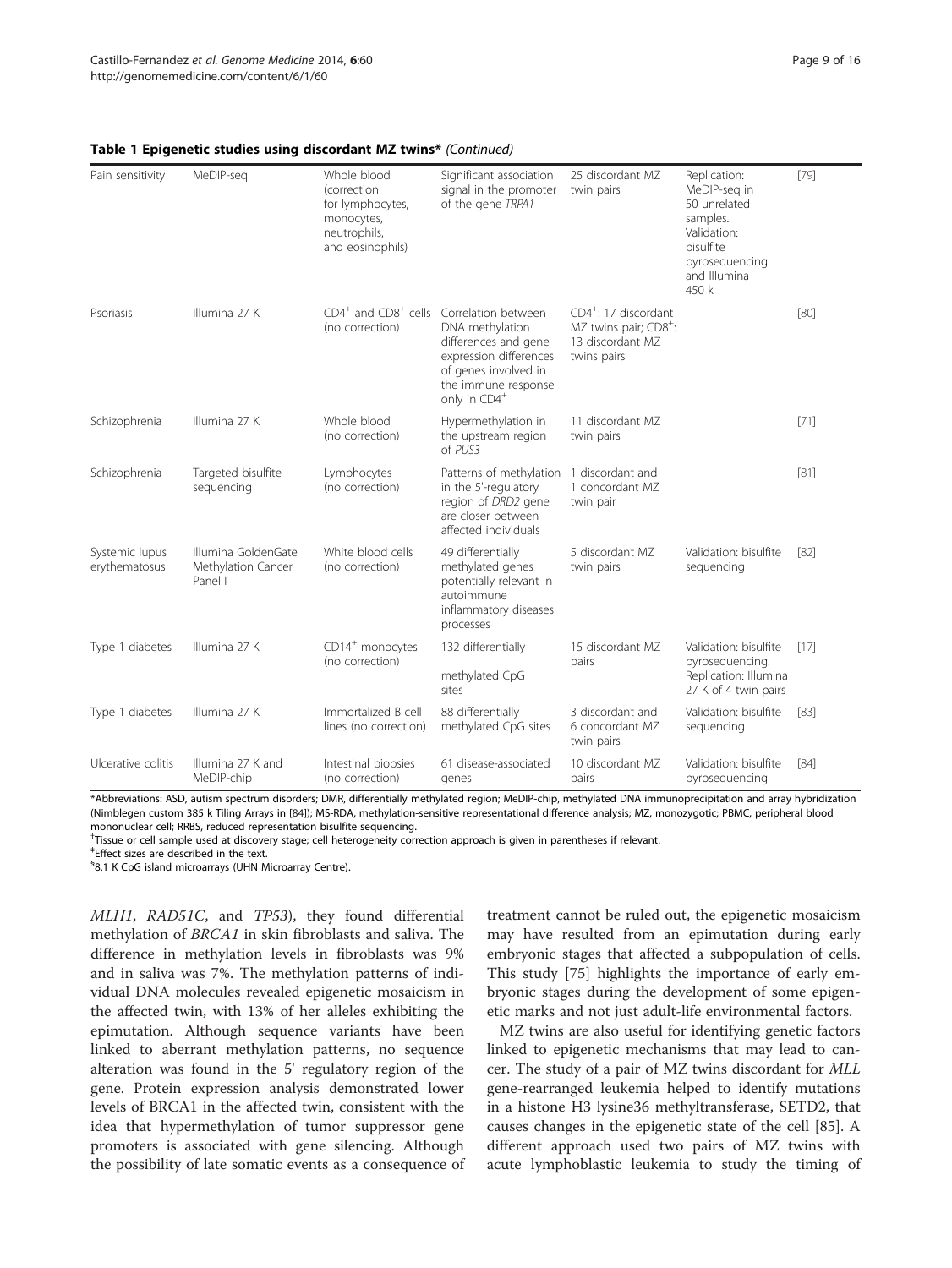**Table 1 Epigenetic studies using discordant MZ twins*** *(Continued)*

| | | | | | | |
|---|---|---|---|---|---|---|
| Pain sensitivity | MeDIP-seq | Whole blood (correction for lymphocytes, monocytes, neutrophils, and eosinophils) | Significant association signal in the promoter of the gene *TRPA1* | 25 discordant MZ twin pairs | Replication: MeDIP-seq in 50 unrelated samples. Validation: bisulfite pyrosequencing and Illumina 450 k | [79] |
| Psoriasis | Illumina 27 K | $CD4^+$ and $CD8^+$ cells (no correction) | Correlation between DNA methylation differences and gene expression differences of genes involved in the immune response only in $CD4^+$ | $CD4^+$: 17 discordant MZ twins pair; $CD8^+$: 13 discordant MZ twins pairs | | [80] |
| Schizophrenia | Illumina 27 K | Whole blood (no correction) | Hypermethylation in the upstream region of *PUS3* | 11 discordant MZ twin pairs | | [71] |
| Schizophrenia | Targeted bisulfite sequencing | Lymphocytes (no correction) | Patterns of methylation in the 5'-regulatory region of *DRD2* gene are closer between affected individuals | 1 discordant and 1 concordant MZ twin pair | | [81] |
| Systemic lupus erythematosus | Illumina GoldenGate Methylation Cancer Panel I | White blood cells (no correction) | 49 differentially methylated genes potentially relevant in autoimmune inflammatory diseases processes | 5 discordant MZ twin pairs | Validation: bisulfite sequencing | [82] |
| Type 1 diabetes | Illumina 27 K | $CD14^+$ monocytes (no correction) | 132 differentially methylated CpG sites | 15 discordant MZ pairs | Validation: bisulfite pyrosequencing. Replication: Illumina 27 K of 4 twin pairs | [17] |
| Type 1 diabetes | Illumina 27 K | Immortalized B cell lines (no correction) | 88 differentially methylated CpG sites | 3 discordant and 6 concordant MZ twin pairs | Validation: bisulfite sequencing | [83] |
| Ulcerative colitis | Illumina 27 K and MeDIP-chip | Intestinal biopsies (no correction) | 61 disease-associated genes | 10 discordant MZ pairs | Validation: bisulfite pyrosequencing | [84] |

*Abbreviations: ASD, autism spectrum disorders; DMR, differentially methylated region; MeDIP-chip, methylated DNA immunoprecipitation and array hybridization (Nimblegen custom 385 k Tiling Arrays in [84]); MS-RDA, methylation-sensitive representational difference analysis; MZ, monozygotic; PBMC, peripheral blood mononuclear cell; RRBS, reduced representation bisulfite sequencing.
†Tissue or cell sample used at discovery stage; cell heterogeneity correction approach is given in parentheses if relevant.
‡Effect sizes are described in the text.
§8.1 K CpG island microarrays (UHN Microarray Centre).

*MLH1*, *RAD51C*, and *TP53*), they found differential methylation of *BRCA1* in skin fibroblasts and saliva. The difference in methylation levels in fibroblasts was 9% and in saliva was 7%. The methylation patterns of individual DNA molecules revealed epigenetic mosaicism in the affected twin, with 13% of her alleles exhibiting the epimutation. Although sequence variants have been linked to aberrant methylation patterns, no sequence alteration was found in the 5' regulatory region of the gene. Protein expression analysis demonstrated lower levels of BRCA1 in the affected twin, consistent with the idea that hypermethylation of tumor suppressor gene promoters is associated with gene silencing. Although the possibility of late somatic events as a consequence of treatment cannot be ruled out, the epigenetic mosaicism may have resulted from an epimutation during early embryonic stages that affected a subpopulation of cells. This study [75] highlights the importance of early embryonic stages during the development of some epigenetic marks and not just adult-life environmental factors.

MZ twins are also useful for identifying genetic factors linked to epigenetic mechanisms that may lead to cancer. The study of a pair of MZ twins discordant for *MLL* gene-rearranged leukemia helped to identify mutations in a histone H3 lysine36 methyltransferase, SETD2, that causes changes in the epigenetic state of the cell [85]. A different approach used two pairs of MZ twins with acute lymphoblastic leukemia to study the timing of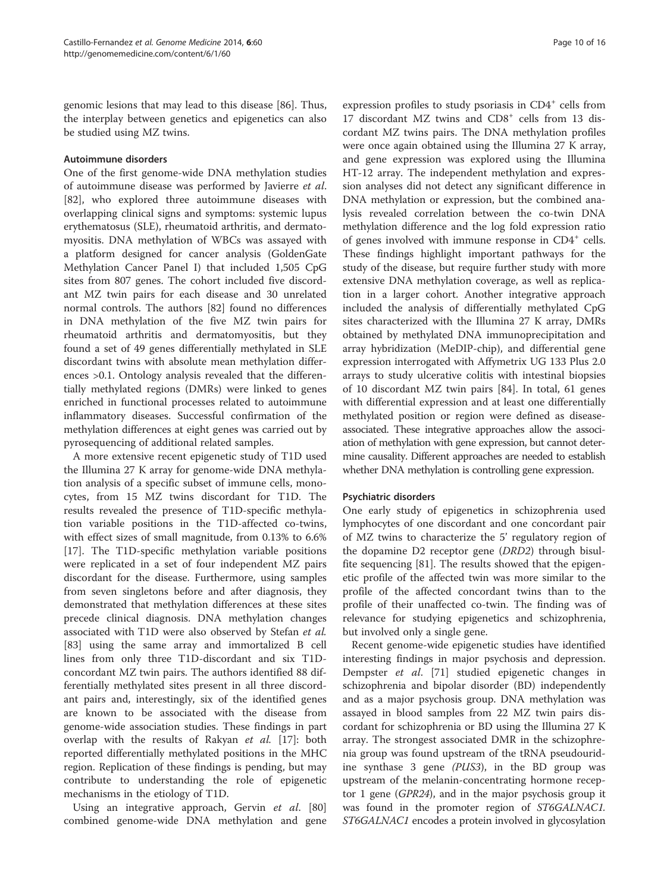genomic lesions that may lead to this disease [86]. Thus, the interplay between genetics and epigenetics can also be studied using MZ twins.

### Autoimmune disorders

One of the first genome-wide DNA methylation studies of autoimmune disease was performed by Javierre *et al*. [82], who explored three autoimmune diseases with overlapping clinical signs and symptoms: systemic lupus erythematosus (SLE), rheumatoid arthritis, and dermatomyositis. DNA methylation of WBCs was assayed with a platform designed for cancer analysis (GoldenGate Methylation Cancer Panel I) that included 1,505 CpG sites from 807 genes. The cohort included five discordant MZ twin pairs for each disease and 30 unrelated normal controls. The authors [82] found no differences in DNA methylation of the five MZ twin pairs for rheumatoid arthritis and dermatomyositis, but they found a set of 49 genes differentially methylated in SLE discordant twins with absolute mean methylation differences >0.1. Ontology analysis revealed that the differentially methylated regions (DMRs) were linked to genes enriched in functional processes related to autoimmune inflammatory diseases. Successful confirmation of the methylation differences at eight genes was carried out by pyrosequencing of additional related samples.

A more extensive recent epigenetic study of T1D used the Illumina 27 K array for genome-wide DNA methylation analysis of a specific subset of immune cells, monocytes, from 15 MZ twins discordant for T1D. The results revealed the presence of T1D-specific methylation variable positions in the T1D-affected co-twins, with effect sizes of small magnitude, from 0.13% to 6.6% [17]. The T1D-specific methylation variable positions were replicated in a set of four independent MZ pairs discordant for the disease. Furthermore, using samples from seven singletons before and after diagnosis, they demonstrated that methylation differences at these sites precede clinical diagnosis. DNA methylation changes associated with T1D were also observed by Stefan *et al.* [83] using the same array and immortalized B cell lines from only three T1D-discordant and six T1D-concordant MZ twin pairs. The authors identified 88 differentially methylated sites present in all three discordant pairs and, interestingly, six of the identified genes are known to be associated with the disease from genome-wide association studies. These findings in part overlap with the results of Rakyan *et al.* [17]: both reported differentially methylated positions in the MHC region. Replication of these findings is pending, but may contribute to understanding the role of epigenetic mechanisms in the etiology of T1D.

Using an integrative approach, Gervin *et al*. [80] combined genome-wide DNA methylation and gene expression profiles to study psoriasis in CD4$^+$ cells from 17 discordant MZ twins and CD8$^+$ cells from 13 discordant MZ twins pairs. The DNA methylation profiles were once again obtained using the Illumina 27 K array, and gene expression was explored using the Illumina HT-12 array. The independent methylation and expression analyses did not detect any significant difference in DNA methylation or expression, but the combined analysis revealed correlation between the co-twin DNA methylation difference and the log fold expression ratio of genes involved with immune response in CD4$^+$ cells. These findings highlight important pathways for the study of the disease, but require further study with more extensive DNA methylation coverage, as well as replication in a larger cohort. Another integrative approach included the analysis of differentially methylated CpG sites characterized with the Illumina 27 K array, DMRs obtained by methylated DNA immunoprecipitation and array hybridization (MeDIP-chip), and differential gene expression interrogated with Affymetrix UG 133 Plus 2.0 arrays to study ulcerative colitis with intestinal biopsies of 10 discordant MZ twin pairs [84]. In total, 61 genes with differential expression and at least one differentially methylated position or region were defined as disease-associated. These integrative approaches allow the association of methylation with gene expression, but cannot determine causality. Different approaches are needed to establish whether DNA methylation is controlling gene expression.

### Psychiatric disorders

One early study of epigenetics in schizophrenia used lymphocytes of one discordant and one concordant pair of MZ twins to characterize the 5' regulatory region of the dopamine D2 receptor gene (*DRD2*) through bisulfite sequencing [81]. The results showed that the epigenetic profile of the affected twin was more similar to the profile of the affected concordant twins than to the profile of their unaffected co-twin. The finding was of relevance for studying epigenetics and schizophrenia, but involved only a single gene.

Recent genome-wide epigenetic studies have identified interesting findings in major psychosis and depression. Dempster *et al*. [71] studied epigenetic changes in schizophrenia and bipolar disorder (BD) independently and as a major psychosis group. DNA methylation was assayed in blood samples from 22 MZ twin pairs discordant for schizophrenia or BD using the Illumina 27 K array. The strongest associated DMR in the schizophrenia group was found upstream of the tRNA pseudouridine synthase 3 gene *(PUS3*), in the BD group was upstream of the melanin-concentrating hormone receptor 1 gene (*GPR24*), and in the major psychosis group it was found in the promoter region of *ST6GALNAC1.* *ST6GALNAC1* encodes a protein involved in glycosylation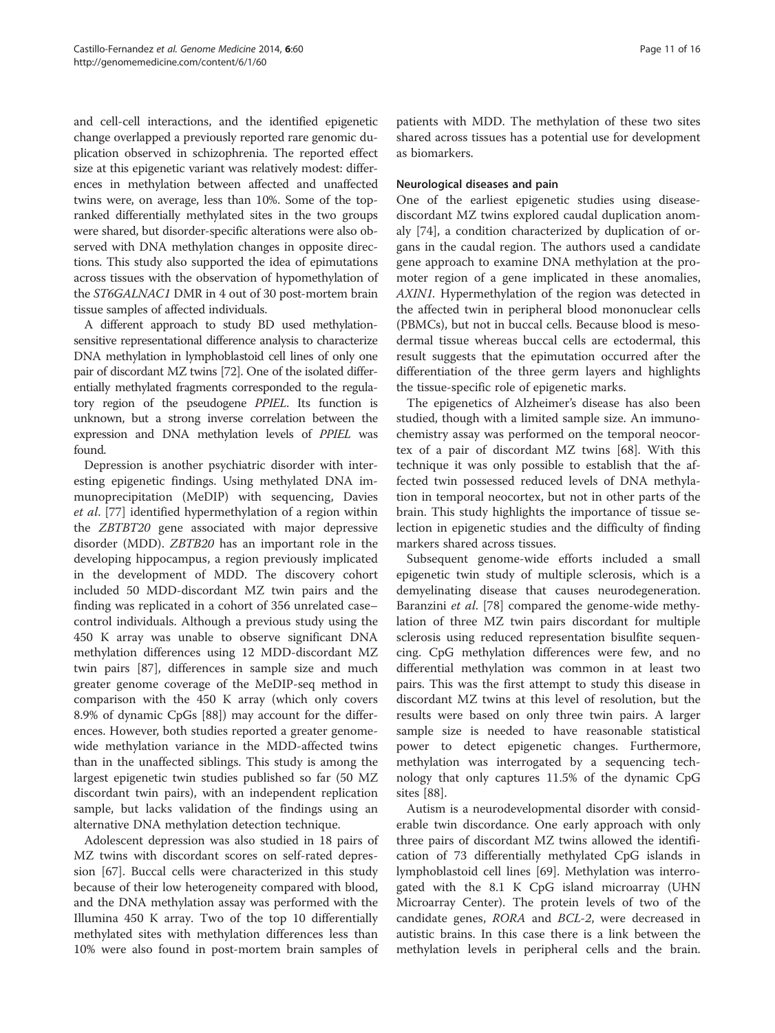and cell-cell interactions, and the identified epigenetic change overlapped a previously reported rare genomic duplication observed in schizophrenia. The reported effect size at this epigenetic variant was relatively modest: differences in methylation between affected and unaffected twins were, on average, less than 10%. Some of the top-ranked differentially methylated sites in the two groups were shared, but disorder-specific alterations were also observed with DNA methylation changes in opposite directions. This study also supported the idea of epimutations across tissues with the observation of hypomethylation of the *ST6GALNAC1* DMR in 4 out of 30 post-mortem brain tissue samples of affected individuals.

A different approach to study BD used methylation-sensitive representational difference analysis to characterize DNA methylation in lymphoblastoid cell lines of only one pair of discordant MZ twins [72]. One of the isolated differentially methylated fragments corresponded to the regulatory region of the pseudogene *PPIEL*. Its function is unknown, but a strong inverse correlation between the expression and DNA methylation levels of *PPIEL* was found.

Depression is another psychiatric disorder with interesting epigenetic findings. Using methylated DNA immunoprecipitation (MeDIP) with sequencing, Davies *et al*. [77] identified hypermethylation of a region within the *ZBTBT20* gene associated with major depressive disorder (MDD). *ZBTB20* has an important role in the developing hippocampus, a region previously implicated in the development of MDD. The discovery cohort included 50 MDD-discordant MZ twin pairs and the finding was replicated in a cohort of 356 unrelated case–control individuals. Although a previous study using the 450 K array was unable to observe significant DNA methylation differences using 12 MDD-discordant MZ twin pairs [87], differences in sample size and much greater genome coverage of the MeDIP-seq method in comparison with the 450 K array (which only covers 8.9% of dynamic CpGs [88]) may account for the differences. However, both studies reported a greater genome-wide methylation variance in the MDD-affected twins than in the unaffected siblings. This study is among the largest epigenetic twin studies published so far (50 MZ discordant twin pairs), with an independent replication sample, but lacks validation of the findings using an alternative DNA methylation detection technique.

Adolescent depression was also studied in 18 pairs of MZ twins with discordant scores on self-rated depression [67]. Buccal cells were characterized in this study because of their low heterogeneity compared with blood, and the DNA methylation assay was performed with the Illumina 450 K array. Two of the top 10 differentially methylated sites with methylation differences less than 10% were also found in post-mortem brain samples of patients with MDD. The methylation of these two sites shared across tissues has a potential use for development as biomarkers.

### Neurological diseases and pain

One of the earliest epigenetic studies using disease-discordant MZ twins explored caudal duplication anomaly [74], a condition characterized by duplication of organs in the caudal region. The authors used a candidate gene approach to examine DNA methylation at the promoter region of a gene implicated in these anomalies, *AXIN1*. Hypermethylation of the region was detected in the affected twin in peripheral blood mononuclear cells (PBMCs), but not in buccal cells. Because blood is mesodermal tissue whereas buccal cells are ectodermal, this result suggests that the epimutation occurred after the differentiation of the three germ layers and highlights the tissue-specific role of epigenetic marks.

The epigenetics of Alzheimer's disease has also been studied, though with a limited sample size. An immunochemistry assay was performed on the temporal neocortex of a pair of discordant MZ twins [68]. With this technique it was only possible to establish that the affected twin possessed reduced levels of DNA methylation in temporal neocortex, but not in other parts of the brain. This study highlights the importance of tissue selection in epigenetic studies and the difficulty of finding markers shared across tissues.

Subsequent genome-wide efforts included a small epigenetic twin study of multiple sclerosis, which is a demyelinating disease that causes neurodegeneration. Baranzini *et al*. [78] compared the genome-wide methylation of three MZ twin pairs discordant for multiple sclerosis using reduced representation bisulfite sequencing. CpG methylation differences were few, and no differential methylation was common in at least two pairs. This was the first attempt to study this disease in discordant MZ twins at this level of resolution, but the results were based on only three twin pairs. A larger sample size is needed to have reasonable statistical power to detect epigenetic changes. Furthermore, methylation was interrogated by a sequencing technology that only captures 11.5% of the dynamic CpG sites [88].

Autism is a neurodevelopmental disorder with considerable twin discordance. One early approach with only three pairs of discordant MZ twins allowed the identification of 73 differentially methylated CpG islands in lymphoblastoid cell lines [69]. Methylation was interrogated with the 8.1 K CpG island microarray (UHN Microarray Center). The protein levels of two of the candidate genes, *RORA* and *BCL-2*, were decreased in autistic brains. In this case there is a link between the methylation levels in peripheral cells and the brain.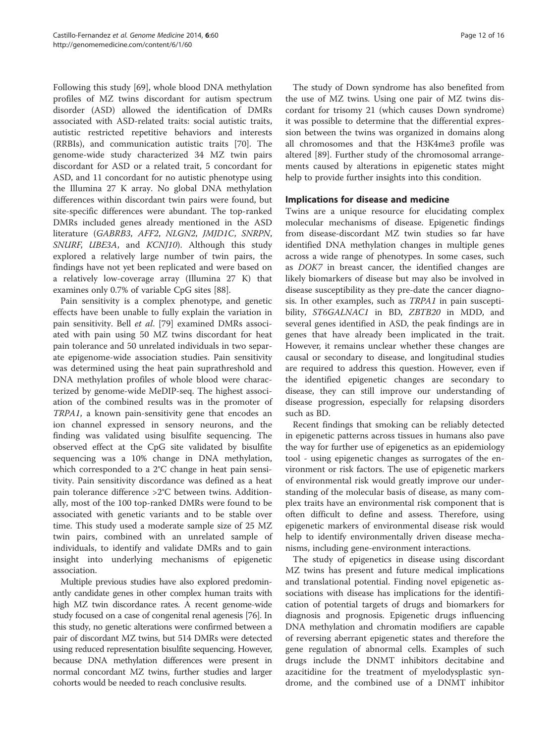Following this study [69], whole blood DNA methylation profiles of MZ twins discordant for autism spectrum disorder (ASD) allowed the identification of DMRs associated with ASD-related traits: social autistic traits, autistic restricted repetitive behaviors and interests (RRBIs), and communication autistic traits [70]. The genome-wide study characterized 34 MZ twin pairs discordant for ASD or a related trait, 5 concordant for ASD, and 11 concordant for no autistic phenotype using the Illumina 27 K array. No global DNA methylation differences within discordant twin pairs were found, but site-specific differences were abundant. The top-ranked DMRs included genes already mentioned in the ASD literature (*GABRB3*, *AFF2*, *NLGN2*, *JMJD1C*, *SNRPN*, *SNURF*, *UBE3A*, and *KCNJ10*). Although this study explored a relatively large number of twin pairs, the findings have not yet been replicated and were based on a relatively low-coverage array (Illumina 27 K) that examines only 0.7% of variable CpG sites [88].

Pain sensitivity is a complex phenotype, and genetic effects have been unable to fully explain the variation in pain sensitivity. Bell *et al*. [79] examined DMRs associated with pain using 50 MZ twins discordant for heat pain tolerance and 50 unrelated individuals in two separate epigenome-wide association studies. Pain sensitivity was determined using the heat pain suprathreshold and DNA methylation profiles of whole blood were characterized by genome-wide MeDIP-seq. The highest association of the combined results was in the promoter of *TRPA1*, a known pain-sensitivity gene that encodes an ion channel expressed in sensory neurons, and the finding was validated using bisulfite sequencing. The observed effect at the CpG site validated by bisulfite sequencing was a 10% change in DNA methylation, which corresponded to a 2°C change in heat pain sensitivity. Pain sensitivity discordance was defined as a heat pain tolerance difference >2°C between twins. Additionally, most of the 100 top-ranked DMRs were found to be associated with genetic variants and to be stable over time. This study used a moderate sample size of 25 MZ twin pairs, combined with an unrelated sample of individuals, to identify and validate DMRs and to gain insight into underlying mechanisms of epigenetic association.

Multiple previous studies have also explored predominantly candidate genes in other complex human traits with high MZ twin discordance rates. A recent genome-wide study focused on a case of congenital renal agenesis [76]. In this study, no genetic alterations were confirmed between a pair of discordant MZ twins, but 514 DMRs were detected using reduced representation bisulfite sequencing. However, because DNA methylation differences were present in normal concordant MZ twins, further studies and larger cohorts would be needed to reach conclusive results.

The study of Down syndrome has also benefited from the use of MZ twins. Using one pair of MZ twins discordant for trisomy 21 (which causes Down syndrome) it was possible to determine that the differential expression between the twins was organized in domains along all chromosomes and that the H3K4me3 profile was altered [89]. Further study of the chromosomal arrangements caused by alterations in epigenetic states might help to provide further insights into this condition.

## Implications for disease and medicine

Twins are a unique resource for elucidating complex molecular mechanisms of disease. Epigenetic findings from disease-discordant MZ twin studies so far have identified DNA methylation changes in multiple genes across a wide range of phenotypes. In some cases, such as *DOK7* in breast cancer, the identified changes are likely biomarkers of disease but may also be involved in disease susceptibility as they pre-date the cancer diagnosis. In other examples, such as *TRPA1* in pain susceptibility, *ST6GALNAC1* in BD, *ZBTB20* in MDD, and several genes identified in ASD, the peak findings are in genes that have already been implicated in the trait. However, it remains unclear whether these changes are causal or secondary to disease, and longitudinal studies are required to address this question. However, even if the identified epigenetic changes are secondary to disease, they can still improve our understanding of disease progression, especially for relapsing disorders such as BD.

Recent findings that smoking can be reliably detected in epigenetic patterns across tissues in humans also pave the way for further use of epigenetics as an epidemiology tool - using epigenetic changes as surrogates of the environment or risk factors. The use of epigenetic markers of environmental risk would greatly improve our understanding of the molecular basis of disease, as many complex traits have an environmental risk component that is often difficult to define and assess. Therefore, using epigenetic markers of environmental disease risk would help to identify environmentally driven disease mechanisms, including gene-environment interactions.

The study of epigenetics in disease using discordant MZ twins has present and future medical implications and translational potential. Finding novel epigenetic associations with disease has implications for the identification of potential targets of drugs and biomarkers for diagnosis and prognosis. Epigenetic drugs influencing DNA methylation and chromatin modifiers are capable of reversing aberrant epigenetic states and therefore the gene regulation of abnormal cells. Examples of such drugs include the DNMT inhibitors decitabine and azacitidine for the treatment of myelodysplastic syndrome, and the combined use of a DNMT inhibitor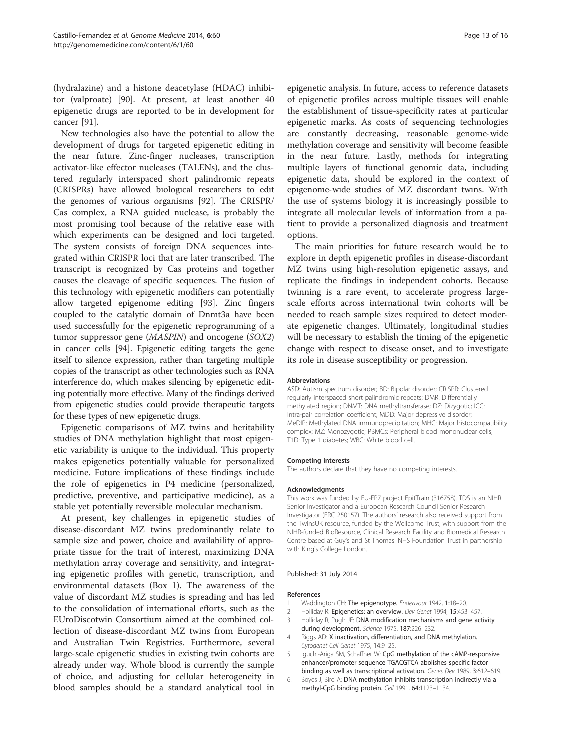(hydralazine) and a histone deacetylase (HDAC) inhibitor (valproate) [90]. At present, at least another 40 epigenetic drugs are reported to be in development for cancer [91].

New technologies also have the potential to allow the development of drugs for targeted epigenetic editing in the near future. Zinc-finger nucleases, transcription activator-like effector nucleases (TALENs), and the clustered regularly interspaced short palindromic repeats (CRISPRs) have allowed biological researchers to edit the genomes of various organisms [92]. The CRISPR/Cas complex, a RNA guided nuclease, is probably the most promising tool because of the relative ease with which experiments can be designed and loci targeted. The system consists of foreign DNA sequences integrated within CRISPR loci that are later transcribed. The transcript is recognized by Cas proteins and together causes the cleavage of specific sequences. The fusion of this technology with epigenetic modifiers can potentially allow targeted epigenome editing [93]. Zinc fingers coupled to the catalytic domain of Dnmt3a have been used successfully for the epigenetic reprogramming of a tumor suppressor gene (*MASPIN*) and oncogene (*SOX2*) in cancer cells [94]. Epigenetic editing targets the gene itself to silence expression, rather than targeting multiple copies of the transcript as other technologies such as RNA interference do, which makes silencing by epigenetic editing potentially more effective. Many of the findings derived from epigenetic studies could provide therapeutic targets for these types of new epigenetic drugs.

Epigenetic comparisons of MZ twins and heritability studies of DNA methylation highlight that most epigenetic variability is unique to the individual. This property makes epigenetics potentially valuable for personalized medicine. Future implications of these findings include the role of epigenetics in P4 medicine (personalized, predictive, preventive, and participative medicine), as a stable yet potentially reversible molecular mechanism.

At present, key challenges in epigenetic studies of disease-discordant MZ twins predominantly relate to sample size and power, choice and availability of appropriate tissue for the trait of interest, maximizing DNA methylation array coverage and sensitivity, and integrating epigenetic profiles with genetic, transcription, and environmental datasets (Box 1). The awareness of the value of discordant MZ studies is spreading and has led to the consolidation of international efforts, such as the EUroDiscotwin Consortium aimed at the combined collection of disease-discordant MZ twins from European and Australian Twin Registries. Furthermore, several large-scale epigenetic studies in existing twin cohorts are already under way. Whole blood is currently the sample of choice, and adjusting for cellular heterogeneity in blood samples should be a standard analytical tool in epigenetic analysis. In future, access to reference datasets of epigenetic profiles across multiple tissues will enable the establishment of tissue-specificity rates at particular epigenetic marks. As costs of sequencing technologies are constantly decreasing, reasonable genome-wide methylation coverage and sensitivity will become feasible in the near future. Lastly, methods for integrating multiple layers of functional genomic data, including epigenetic data, should be explored in the context of epigenome-wide studies of MZ discordant twins. With the use of systems biology it is increasingly possible to integrate all molecular levels of information from a patient to provide a personalized diagnosis and treatment options.

The main priorities for future research would be to explore in depth epigenetic profiles in disease-discordant MZ twins using high-resolution epigenetic assays, and replicate the findings in independent cohorts. Because twinning is a rare event, to accelerate progress large-scale efforts across international twin cohorts will be needed to reach sample sizes required to detect moderate epigenetic changes. Ultimately, longitudinal studies will be necessary to establish the timing of the epigenetic change with respect to disease onset, and to investigate its role in disease susceptibility or progression.

#### Abbreviations

ASD: Autism spectrum disorder; BD: Bipolar disorder; CRISPR: Clustered regularly interspaced short palindromic repeats; DMR: Differentially methylated region; DNMT: DNA methyltransferase; DZ: Dizygotic; ICC: Intra-pair correlation coefficient; MDD: Major depressive disorder; MeDIP: Methylated DNA immunoprecipitation; MHC: Major histocompatibility complex; MZ: Monozygotic; PBMCs: Peripheral blood mononuclear cells; T1D: Type 1 diabetes; WBC: White blood cell.

#### Competing interests

The authors declare that they have no competing interests.

#### Acknowledgments

This work was funded by EU-FP7 project EpitTrain (316758). TDS is an NIHR Senior Investigator and a European Research Council Senior Research Investigator (ERC 250157). The authors' research also received support from the TwinsUK resource, funded by the Wellcome Trust, with support from the NIHR-funded BioResource, Clinical Research Facility and Biomedical Research Centre based at Guy's and St Thomas' NHS Foundation Trust in partnership with King's College London.

Published: 31 July 2014

#### References

1. Waddington CH: **The epigenotype.** *Endeavour* 1942, **1**:18–20.
2. Holliday R: **Epigenetics: an overview.** *Dev Genet* 1994, **15**:453–457.
3. Holliday R, Pugh JE: **DNA modification mechanisms and gene activity during development.** *Science* 1975, **187**:226–232.
4. Riggs AD: **X inactivation, differentiation, and DNA methylation.** *Cytogenet Cell Genet* 1975, **14**:9–25.
5. Iguchi-Ariga SM, Schaffner W: **CpG methylation of the cAMP-responsive enhancer/promoter sequence TGACGTCA abolishes specific factor binding as well as transcriptional activation.** *Genes Dev* 1989, **3**:612–619.
6. Boyes J, Bird A: **DNA methylation inhibits transcription indirectly via a methyl-CpG binding protein.** *Cell* 1991, **64**:1123–1134.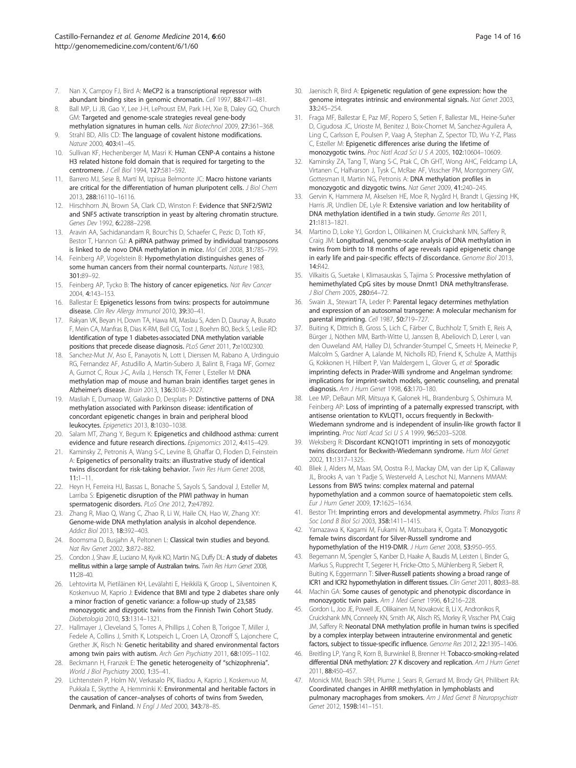7. Nan X, Campoy FJ, Bird A: **MeCP2 is a transcriptional repressor with abundant binding sites in genomic chromatin.** *Cell* 1997, **88:**471–481.
8. Ball MP, Li JB, Gao Y, Lee J-H, LeProust EM, Park I-H, Xie B, Daley GQ, Church GM: **Targeted and genome-scale strategies reveal gene-body methylation signatures in human cells.** *Nat Biotechnol* 2009, **27:**361–368.
9. Strahl BD, Allis CD: **The language of covalent histone modifications.** *Nature* 2000, **403:**41–45.
10. Sullivan KF, Hechenberger M, Masri K: **Human CENP-A contains a histone H3 related histone fold domain that is required for targeting to the centromere.** *J Cell Biol* 1994, **127:**581–592.
11. Barrero MJ, Sese B, Martí M, Izpisua Belmonte JC: **Macro histone variants are critical for the differentiation of human pluripotent cells.** *J Biol Chem* 2013, **288:**16110–16116.
12. Hirschhorn JN, Brown SA, Clark CD, Winston F: **Evidence that SNF2/SWI2 and SNF5 activate transcription in yeast by altering chromatin structure.** *Genes Dev* 1992, **6:**2288–2298.
13. Aravin AA, Sachidanandam R, Bourc'his D, Schaefer C, Pezic D, Toth KF, Bestor T, Hannon GJ: **A piRNA pathway primed by individual transposons is linked to de novo DNA methylation in mice.** *Mol Cell* 2008, **31:**785–799.
14. Feinberg AP, Vogelstein B: **Hypomethylation distinguishes genes of some human cancers from their normal counterparts.** *Nature* 1983, **301:**89–92.
15. Feinberg AP, Tycko B: **The history of cancer epigenetics.** *Nat Rev Cancer* 2004, **4:**143–153.
16. Ballestar E: **Epigenetics lessons from twins: prospects for autoimmune disease.** *Clin Rev Allergy Immunol* 2010, **39:**30–41.
17. Rakyan VK, Beyan H, Down TA, Hawa MI, Maslau S, Aden D, Daunay A, Busato F, Mein CA, Manfras B, Dias K-RM, Bell CG, Tost J, Boehm BO, Beck S, Leslie RD: **Identification of type 1 diabetes-associated DNA methylation variable positions that precede disease diagnosis.** *PLoS Genet* 2011, **7:**e1002300.
18. Sanchez-Mut JV, Aso E, Panayotis N, Lott I, Dierssen M, Rabano A, Urdinguio RG, Fernandez AF, Astudillo A, Martin-Subero JI, Balint B, Fraga MF, Gomez A, Gurnot C, Roux J-C, Avila J, Hensch TK, Ferrer I, Esteller M: **DNA methylation map of mouse and human brain identifies target genes in Alzheimer's disease.** *Brain* 2013, **136:**3018–3027.
19. Masliah E, Dumaop W, Galasko D, Desplats P: **Distinctive patterns of DNA methylation associated with Parkinson disease: identification of concordant epigenetic changes in brain and peripheral blood leukocytes.** *Epigenetics* 2013, **8:**1030–1038.
20. Salam MT, Zhang Y, Begum K: **Epigenetics and childhood asthma: current evidence and future research directions.** *Epigenomics* 2012, **4:**415–429.
21. Kaminsky Z, Petronis A, Wang S-C, Levine B, Ghaffar O, Floden D, Feinstein A: **Epigenetics of personality traits: an illustrative study of identical twins discordant for risk-taking behavior.** *Twin Res Hum Genet* 2008, **11:**1–11.
22. Heyn H, Ferreira HJ, Bassas L, Bonache S, Sayols S, Sandoval J, Esteller M, Larriba S: **Epigenetic disruption of the PIWI pathway in human spermatogenic disorders.** *PLoS One* 2012, **7:**e47892.
23. Zhang R, Miao Q, Wang C, Zhao R, Li W, Haile CN, Hao W, Zhang XY: **Genome-wide DNA methylation analysis in alcohol dependence.** *Addict Biol* 2013, **18:**392–403.
24. Boomsma D, Busjahn A, Peltonen L: **Classical twin studies and beyond.** *Nat Rev Genet* 2002, **3:**872–882.
25. Condon J, Shaw JE, Luciano M, Kyvik KO, Martin NG, Duffy DL: **A study of diabetes mellitus within a large sample of Australian twins.** *Twin Res Hum Genet* 2008, **11:**28–40.
26. Lehtovirta M, Pietiläinen KH, Levälahti E, Heikkilä K, Groop L, Silventoinen K, Koskenvuo M, Kaprio J: **Evidence that BMI and type 2 diabetes share only a minor fraction of genetic variance: a follow-up study of 23,585 monozygotic and dizygotic twins from the Finnish Twin Cohort Study.** *Diabetologia* 2010, **53:**1314–1321.
27. Hallmayer J, Cleveland S, Torres A, Phillips J, Cohen B, Torigoe T, Miller J, Fedele A, Collins J, Smith K, Lotspeich L, Croen LA, Ozonoff S, Lajonchere C, Grether JK, Risch N: **Genetic heritability and shared environmental factors among twin pairs with autism.** *Arch Gen Psychiatry* 2011, **68:**1095–1102.
28. Beckmann H, Franzek E: **The genetic heterogeneity of "schizophrenia".** *World J Biol Psychiatry* 2000, **1:**35–41.
29. Lichtenstein P, Holm NV, Verkasalo PK, Iliadou A, Kaprio J, Koskenvuo M, Pukkala E, Skytthe A, Hemminki K: **Environmental and heritable factors in the causation of cancer–analyses of cohorts of twins from Sweden, Denmark, and Finland.** *N Engl J Med* 2000, **343:**78–85.
30. Jaenisch R, Bird A: **Epigenetic regulation of gene expression: how the genome integrates intrinsic and environmental signals.** *Nat Genet* 2003, **33:**245–254.
31. Fraga MF, Ballestar E, Paz MF, Ropero S, Setien F, Ballestar ML, Heine-Suñer D, Cigudosa JC, Urioste M, Benitez J, Boix-Chornet M, Sanchez-Aguilera A, Ling C, Carlsson E, Poulsen P, Vaag A, Stephan Z, Spector TD, Wu Y-Z, Plass C, Esteller M: **Epigenetic differences arise during the lifetime of monozygotic twins.** *Proc Natl Acad Sci U S A* 2005, **102:**10604–10609.
32. Kaminsky ZA, Tang T, Wang S-C, Ptak C, Oh GHT, Wong AHC, Feldcamp LA, Virtanen C, Halfvarson J, Tysk C, McRae AF, Visscher PM, Montgomery GW, Gottesman II, Martin NG, Petronis A: **DNA methylation profiles in monozygotic and dizygotic twins.** *Nat Genet* 2009, **41:**240–245.
33. Gervin K, Hammerø M, Akselsen HE, Moe R, Nygård H, Brandt I, Gjessing HK, Harris JR, Undlien DE, Lyle R: **Extensive variation and low heritability of DNA methylation identified in a twin study.** *Genome Res* 2011, **21:**1813–1821.
34. Martino D, Loke YJ, Gordon L, Ollikainen M, Cruickshank MN, Saffery R, Craig JM: **Longitudinal, genome-scale analysis of DNA methylation in twins from birth to 18 months of age reveals rapid epigenetic change in early life and pair-specific effects of discordance.** *Genome Biol* 2013, **14:**R42.
35. Vilkaitis G, Suetake I, Klimasauskas S, Tajima S: **Processive methylation of hemimethylated CpG sites by mouse Dnmt1 DNA methyltransferase.** *J Biol Chem* 2005, **280:**64–72.
36. Swain JL, Stewart TA, Leder P: **Parental legacy determines methylation and expression of an autosomal transgene: A molecular mechanism for parental imprinting.** *Cell* 1987, **50:**719–727.
37. Buiting K, Dittrich B, Gross S, Lich C, Färber C, Buchholz T, Smith E, Reis A, Bürger J, Nöthen MM, Barth-Witte U, Janssen B, Abeliovich D, Lerer I, van den Ouweland AM, Halley DJ, Schrander-Stumpel C, Smeets H, Meinecke P, Malcolm S, Gardner A, Lalande M, Nicholls RD, Friend K, Schulze A, Matthijs G, Kokkonen H, Hilbert P, Van Maldergem L, Glover G, *et al*: **Sporadic imprinting defects in Prader-Willi syndrome and Angelman syndrome: implications for imprint-switch models, genetic counseling, and prenatal diagnosis.** *Am J Hum Genet* 1998, **63:**170–180.
38. Lee MP, DeBaun MR, Mitsuya K, Galonek HL, Brandenburg S, Oshimura M, Feinberg AP: **Loss of imprinting of a paternally expressed transcript, with antisense orientation to KVLQT1, occurs frequently in Beckwith-Wiedemann syndrome and is independent of insulin-like growth factor II imprinting.** *Proc Natl Acad Sci U S A* 1999, **96:**5203–5208.
39. Weksberg R: **Discordant KCNQ1OT1 imprinting in sets of monozygotic twins discordant for Beckwith-Wiedemann syndrome.** *Hum Mol Genet* 2002, **11:**1317–1325.
40. Bliek J, Alders M, Maas SM, Oostra R-J, Mackay DM, van der Lip K, Callaway JL, Brooks A, van 't Padje S, Westerveld A, Leschot NJ, Mannens MMAM: **Lessons from BWS twins: complex maternal and paternal hypomethylation and a common source of haematopoietic stem cells.** *Eur J Hum Genet* 2009, **17:**1625–1634.
41. Bestor TH: **Imprinting errors and developmental asymmetry.** *Philos Trans R Soc Lond B Biol Sci* 2003, **358:**1411–1415.
42. Yamazawa K, Kagami M, Fukami M, Matsubara K, Ogata T: **Monozygotic female twins discordant for Silver-Russell syndrome and hypomethylation of the H19-DMR.** *J Hum Genet* 2008, **53:**950–955.
43. Begemann M, Spengler S, Kanber D, Haake A, Baudis M, Leisten I, Binder G, Markus S, Rupprecht T, Segerer H, Fricke-Otto S, Mühlenberg R, Siebert R, Buiting K, Eggermann T: **Silver-Russell patients showing a broad range of ICR1 and ICR2 hypomethylation in different tissues.** *Clin Genet* 2011, **80:**83–88.
44. Machin GA: **Some causes of genotypic and phenotypic discordance in monozygotic twin pairs.** *Am J Med Genet* 1996, **61:**216–228.
45. Gordon L, Joo JE, Powell JE, Ollikainen M, Novakovic B, Li X, Andronikos R, Cruickshank MN, Conneely KN, Smith AK, Alisch RS, Morley R, Visscher PM, Craig JM, Saffery R: **Neonatal DNA methylation profile in human twins is specified by a complex interplay between intrauterine environmental and genetic factors, subject to tissue-specific influence.** *Genome Res* 2012, **22:**1395–1406.
46. Breitling LP, Yang R, Korn B, Burwinkel B, Brenner H: **Tobacco-smoking-related differential DNA methylation: 27 K discovery and replication.** *Am J Hum Genet* 2011, **88:**450–457.
47. Monick MM, Beach SRH, Plume J, Sears R, Gerrard M, Brody GH, Philibert RA: **Coordinated changes in AHRR methylation in lymphoblasts and pulmonary macrophages from smokers.** *Am J Med Genet B Neuropsychiatr Genet* 2012, **159B:**141–151.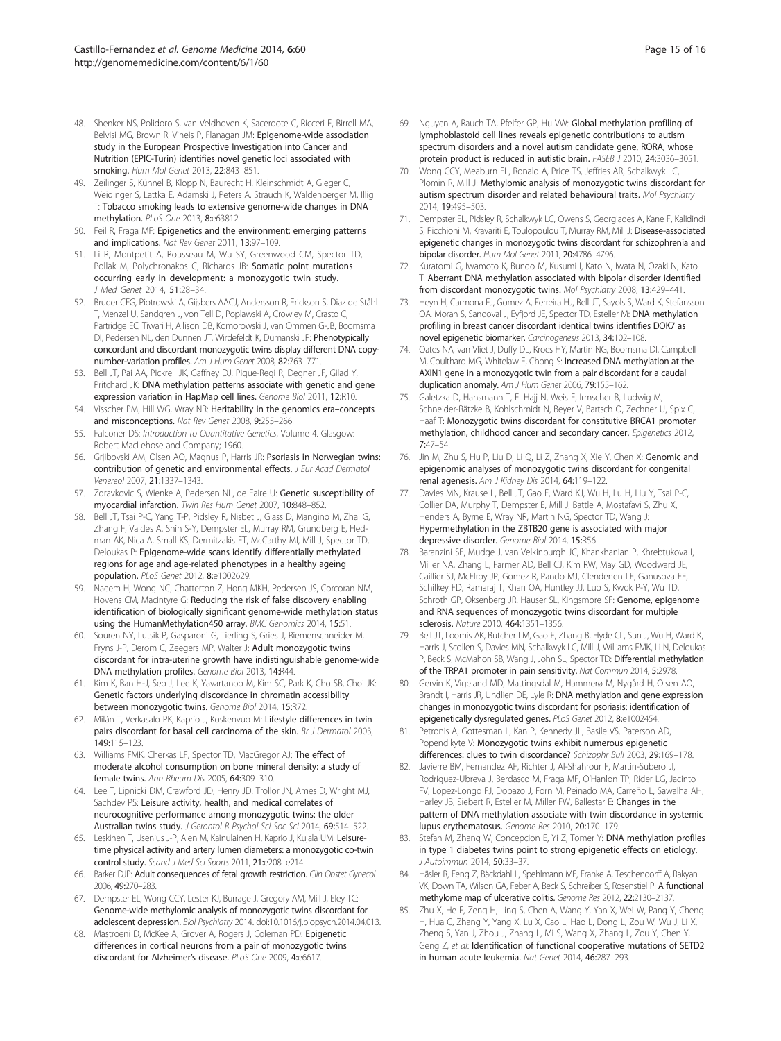48. Shenker NS, Polidoro S, van Veldhoven K, Sacerdote C, Ricceri F, Birrell MA, Belvisi MG, Brown R, Vineis P, Flanagan JM: **Epigenome-wide association study in the European Prospective Investigation into Cancer and Nutrition (EPIC-Turin) identifies novel genetic loci associated with smoking.** *Hum Mol Genet* 2013, **22:**843–851.
49. Zeilinger S, Kühnel B, Klopp N, Baurecht H, Kleinschmidt A, Gieger C, Weidinger S, Lattka E, Adamski J, Peters A, Strauch K, Waldenberger M, Illig T: **Tobacco smoking leads to extensive genome-wide changes in DNA methylation.** *PLoS One* 2013, **8:**e63812.
50. Feil R, Fraga MF: **Epigenetics and the environment: emerging patterns and implications.** *Nat Rev Genet* 2011, **13:**97–109.
51. Li R, Montpetit A, Rousseau M, Wu SY, Greenwood CM, Spector TD, Pollak M, Polychronakos C, Richards JB: **Somatic point mutations occurring early in development: a monozygotic twin study.** *J Med Genet* 2014, **51:**28–34.
52. Bruder CEG, Piotrowski A, Gijsbers AACJ, Andersson R, Erickson S, Diaz de Ståhl T, Menzel U, Sandgren J, von Tell D, Poplawski A, Crowley M, Crasto C, Partridge EC, Tiwari H, Allison DB, Komorowski J, van Ommen G-JB, Boomsma DI, Pedersen NL, den Dunnen JT, Wirdefeldt K, Dumanski JP: **Phenotypically concordant and discordant monozygotic twins display different DNA copy-number-variation profiles.** *Am J Hum Genet* 2008, **82:**763–771.
53. Bell JT, Pai AA, Pickrell JK, Gaffney DJ, Pique-Regi R, Degner JF, Gilad Y, Pritchard JK: **DNA methylation patterns associate with genetic and gene expression variation in HapMap cell lines.** *Genome Biol* 2011, **12:**R10.
54. Visscher PM, Hill WG, Wray NR: **Heritability in the genomics era–concepts and misconceptions.** *Nat Rev Genet* 2008, **9:**255–266.
55. Falconer DS: *Introduction to Quantitative Genetics*, Volume 4. Glasgow: Robert MacLehose and Company; 1960.
56. Grjibovski AM, Olsen AO, Magnus P, Harris JR: **Psoriasis in Norwegian twins: contribution of genetic and environmental effects.** *J Eur Acad Dermatol Venereol* 2007, **21:**1337–1343.
57. Zdravkovic S, Wienke A, Pedersen NL, de Faire U: **Genetic susceptibility of myocardial infarction.** *Twin Res Hum Genet* 2007, **10:**848–852.
58. Bell JT, Tsai P-C, Yang T-P, Pidsley R, Nisbet J, Glass D, Mangino M, Zhai G, Zhang F, Valdes A, Shin S-Y, Dempster EL, Murray RM, Grundberg E, Hedman AK, Nica A, Small KS, Dermitzakis ET, McCarthy MI, Mill J, Spector TD, Deloukas P: **Epigenome-wide scans identify differentially methylated regions for age and age-related phenotypes in a healthy ageing population.** *PLoS Genet* 2012, **8:**e1002629.
59. Naeem H, Wong NC, Chatterton Z, Hong MKH, Pedersen JS, Corcoran NM, Hovens CM, Macintyre G: **Reducing the risk of false discovery enabling identification of biologically significant genome-wide methylation status using the HumanMethylation450 array.** *BMC Genomics* 2014, **15:**51.
60. Souren NY, Lutsik P, Gasparoni G, Tierling S, Gries J, Riemenschneider M, Fryns J-P, Derom C, Zeegers MP, Walter J: **Adult monozygotic twins discordant for intra-uterine growth have indistinguishable genome-wide DNA methylation profiles.** *Genome Biol* 2013, **14:**R44.
61. Kim K, Ban H-J, Seo J, Lee K, Yavartanoo M, Kim SC, Park K, Cho SB, Choi JK: **Genetic factors underlying discordance in chromatin accessibility between monozygotic twins.** *Genome Biol* 2014, **15:**R72.
62. Milán T, Verkasalo PK, Kaprio J, Koskenvuo M: **Lifestyle differences in twin pairs discordant for basal cell carcinoma of the skin.** *Br J Dermatol* 2003, **149:**115–123.
63. Williams FMK, Cherkas LF, Spector TD, MacGregor AJ: **The effect of moderate alcohol consumption on bone mineral density: a study of female twins.** *Ann Rheum Dis* 2005, **64:**309–310.
64. Lee T, Lipnicki DM, Crawford JD, Henry JD, Trollor JN, Ames D, Wright MJ, Sachdev PS: **Leisure activity, health, and medical correlates of neurocognitive performance among monozygotic twins: the older Australian twins study.** *J Gerontol B Psychol Sci Soc Sci* 2014, **69:**514–522.
65. Leskinen T, Usenius J-P, Alen M, Kainulainen H, Kaprio J, Kujala UM: **Leisure-time physical activity and artery lumen diameters: a monozygotic co-twin control study.** *Scand J Med Sci Sports* 2011, **21:**e208–e214.
66. Barker DJP: **Adult consequences of fetal growth restriction.** *Clin Obstet Gynecol* 2006, **49:**270–283.
67. Dempster EL, Wong CCY, Lester KJ, Burrage J, Gregory AM, Mill J, Eley TC: **Genome-wide methylomic analysis of monozygotic twins discordant for adolescent depression.** *Biol Psychiatry* 2014. doi:10.1016/j.biopsych.2014.04.013.
68. Mastroeni D, McKee A, Grover A, Rogers J, Coleman PD: **Epigenetic differences in cortical neurons from a pair of monozygotic twins discordant for Alzheimer's disease.** *PLoS One* 2009, **4:**e6617.
69. Nguyen A, Rauch TA, Pfeifer GP, Hu VW: **Global methylation profiling of lymphoblastoid cell lines reveals epigenetic contributions to autism spectrum disorders and a novel autism candidate gene, RORA, whose protein product is reduced in autistic brain.** *FASEB J* 2010, **24:**3036–3051.
70. Wong CCY, Meaburn EL, Ronald A, Price TS, Jeffries AR, Schalkwyk LC, Plomin R, Mill J: **Methylomic analysis of monozygotic twins discordant for autism spectrum disorder and related behavioural traits.** *Mol Psychiatry* 2014, **19:**495–503.
71. Dempster EL, Pidsley R, Schalkwyk LC, Owens S, Georgiades A, Kane F, Kalidindi S, Picchioni M, Kravariti E, Toulopoulou T, Murray RM, Mill J: **Disease-associated epigenetic changes in monozygotic twins discordant for schizophrenia and bipolar disorder.** *Hum Mol Genet* 2011, **20:**4786–4796.
72. Kuratomi G, Iwamoto K, Bundo M, Kusumi I, Kato N, Iwata N, Ozaki N, Kato T: **Aberrant DNA methylation associated with bipolar disorder identified from discordant monozygotic twins.** *Mol Psychiatry* 2008, **13:**429–441.
73. Heyn H, Carmona FJ, Gomez A, Ferreira HJ, Bell JT, Sayols S, Ward K, Stefansson OA, Moran S, Sandoval J, Eyfjord JE, Spector TD, Esteller M: **DNA methylation profiling in breast cancer discordant identical twins identifies DOK7 as novel epigenetic biomarker.** *Carcinogenesis* 2013, **34:**102–108.
74. Oates NA, van Vliet J, Duffy DL, Kroes HY, Martin NG, Boomsma DI, Campbell M, Coulthard MG, Whitelaw E, Chong S: **Increased DNA methylation at the AXIN1 gene in a monozygotic twin from a pair discordant for a caudal duplication anomaly.** *Am J Hum Genet* 2006, **79:**155–162.
75. Galetzka D, Hansmann T, El Hajj N, Weis E, Irmscher B, Ludwig M, Schneider-Rätzke B, Kohlschmidt N, Beyer V, Bartsch O, Zechner U, Spix C, Haaf T: **Monozygotic twins discordant for constitutive BRCA1 promoter methylation, childhood cancer and secondary cancer.** *Epigenetics* 2012, **7:**47–54.
76. Jin M, Zhu S, Hu P, Liu D, Li Q, Li Z, Zhang X, Xie Y, Chen X: **Genomic and epigenomic analyses of monozygotic twins discordant for congenital renal agenesis.** *Am J Kidney Dis* 2014, **64:**119–122.
77. Davies MN, Krause L, Bell JT, Gao F, Ward KJ, Wu H, Lu H, Liu Y, Tsai P-C, Collier DA, Murphy T, Dempster E, Mill J, Battle A, Mostafavi S, Zhu X, Henders A, Byrne E, Wray NR, Martin NG, Spector TD, Wang J: **Hypermethylation in the ZBTB20 gene is associated with major depressive disorder.** *Genome Biol* 2014, **15:**R56.
78. Baranzini SE, Mudge J, van Velkinburgh JC, Khankhanian P, Khrebtukova I, Miller NA, Zhang L, Farmer AD, Bell CJ, Kim RW, May GD, Woodward JE, Caillier SJ, McElroy JP, Gomez R, Pando MJ, Clendenen LE, Ganusova EE, Schilkey FD, Ramaraj T, Khan OA, Huntley JJ, Luo S, Kwok P-Y, Wu TD, Schroth GP, Oksenberg JR, Hauser SL, Kingsmore SF: **Genome, epigenome and RNA sequences of monozygotic twins discordant for multiple sclerosis.** *Nature* 2010, **464:**1351–1356.
79. Bell JT, Loomis AK, Butcher LM, Gao F, Zhang B, Hyde CL, Sun J, Wu H, Ward K, Harris J, Scollen S, Davies MN, Schalkwyk LC, Mill J, Williams FMK, Li N, Deloukas P, Beck S, McMahon SB, Wang J, John SL, Spector TD: **Differential methylation of the TRPA1 promoter in pain sensitivity.** *Nat Commun* 2014, **5:**2978.
80. Gervin K, Vigeland MD, Mattingsdal M, Hammerø M, Nygård H, Olsen AO, Brandt I, Harris JR, Undlien DE, Lyle R: **DNA methylation and gene expression changes in monozygotic twins discordant for psoriasis: identification of epigenetically dysregulated genes.** *PLoS Genet* 2012, **8:**e1002454.
81. Petronis A, Gottesman II, Kan P, Kennedy JL, Basile VS, Paterson AD, Popendikyte V: **Monozygotic twins exhibit numerous epigenetic differences: clues to twin discordance?** *Schizophr Bull* 2003, **29:**169–178.
82. Javierre BM, Fernandez AF, Richter J, Al-Shahrour F, Martin-Subero JI, Rodriguez-Ubreva J, Berdasco M, Fraga MF, O'Hanlon TP, Rider LG, Jacinto FV, Lopez-Longo FJ, Dopazo J, Forn M, Peinado MA, Carreño L, Sawalha AH, Harley JB, Siebert R, Esteller M, Miller FW, Ballestar E: **Changes in the pattern of DNA methylation associate with twin discordance in systemic lupus erythematosus.** *Genome Res* 2010, **20:**170–179.
83. Stefan M, Zhang W, Concepcion E, Yi Z, Tomer Y: **DNA methylation profiles in type 1 diabetes twins point to strong epigenetic effects on etiology.** *J Autoimmun* 2014, **50:**33–37.
84. Häsler R, Feng Z, Bäckdahl L, Spehlmann ME, Franke A, Teschendorff A, Rakyan VK, Down TA, Wilson GA, Feber A, Beck S, Schreiber S, Rosenstiel P: **A functional methylome map of ulcerative colitis.** *Genome Res* 2012, **22:**2130–2137.
85. Zhu X, He F, Zeng H, Ling S, Chen A, Wang Y, Yan X, Wei W, Pang Y, Cheng H, Hua C, Zhang Y, Yang X, Lu X, Cao L, Hao L, Dong L, Zou W, Wu J, Li X, Zheng S, Yan J, Zhou J, Zhang L, Mi S, Wang X, Zhang L, Zou Y, Chen Y, Geng Z, *et al*: **Identification of functional cooperative mutations of SETD2 in human acute leukemia.** *Nat Genet* 2014, **46:**287–293.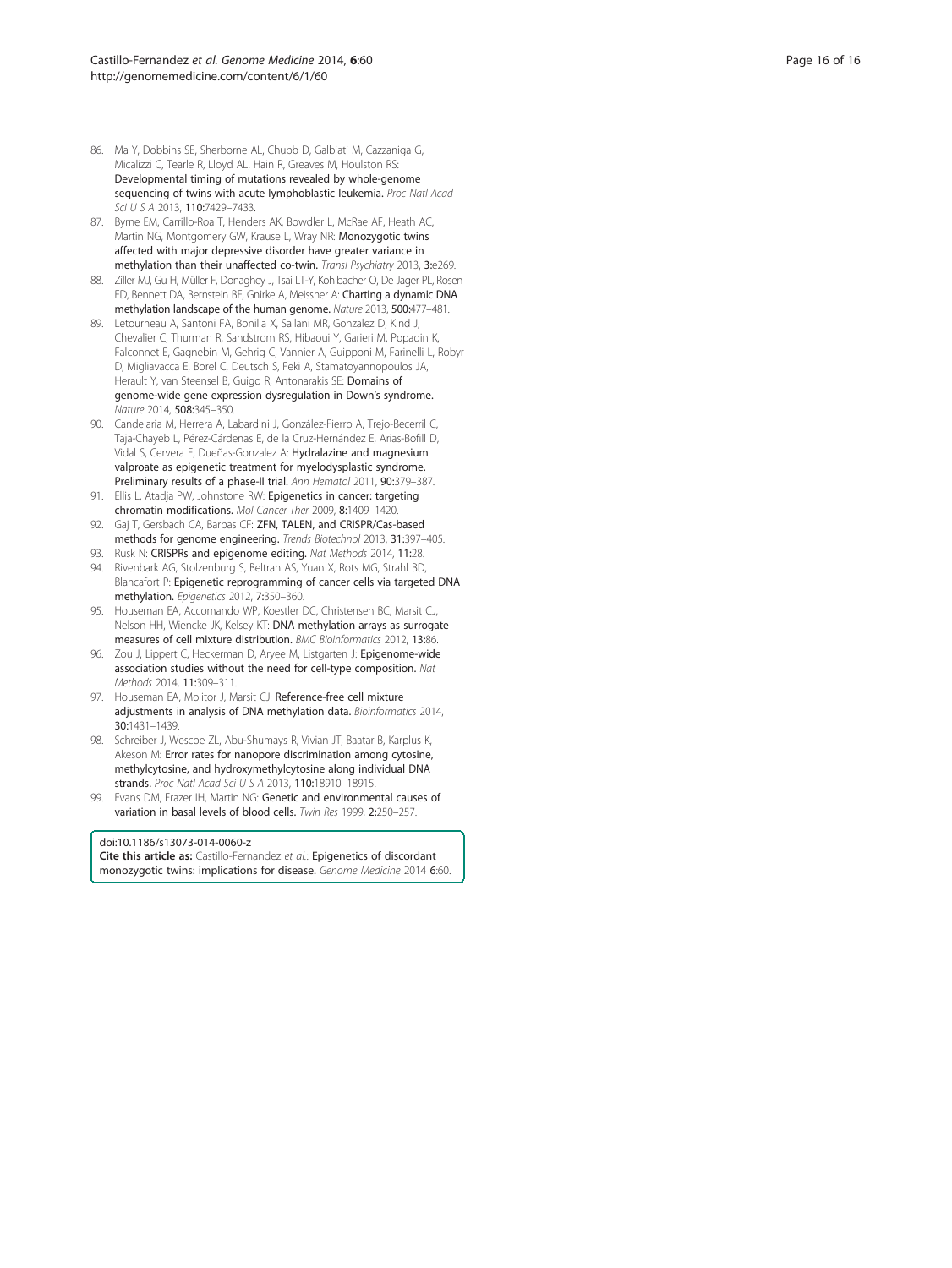86. Ma Y, Dobbins SE, Sherborne AL, Chubb D, Galbiati M, Cazzaniga G, Micalizzi C, Tearle R, Lloyd AL, Hain R, Greaves M, Houlston RS: **Developmental timing of mutations revealed by whole-genome sequencing of twins with acute lymphoblastic leukemia.** *Proc Natl Acad Sci U S A* 2013, **110:**7429–7433.
87. Byrne EM, Carrillo-Roa T, Henders AK, Bowdler L, McRae AF, Heath AC, Martin NG, Montgomery GW, Krause L, Wray NR: **Monozygotic twins affected with major depressive disorder have greater variance in methylation than their unaffected co-twin.** *Transl Psychiatry* 2013, **3:**e269.
88. Ziller MJ, Gu H, Müller F, Donaghey J, Tsai LT-Y, Kohlbacher O, De Jager PL, Rosen ED, Bennett DA, Bernstein BE, Gnirke A, Meissner A: **Charting a dynamic DNA methylation landscape of the human genome.** *Nature* 2013, **500:**477–481.
89. Letourneau A, Santoni FA, Bonilla X, Sailani MR, Gonzalez D, Kind J, Chevalier C, Thurman R, Sandstrom RS, Hibaoui Y, Garieri M, Popadin K, Falconnet E, Gagnebin M, Gehrig C, Vannier A, Guipponi M, Farinelli L, Robyr D, Migliavacca E, Borel C, Deutsch S, Feki A, Stamatoyannopoulos JA, Herault Y, van Steensel B, Guigo R, Antonarakis SE: **Domains of genome-wide gene expression dysregulation in Down's syndrome.** *Nature* 2014, **508:**345–350.
90. Candelaria M, Herrera A, Labardini J, González-Fierro A, Trejo-Becerril C, Taja-Chayeb L, Pérez-Cárdenas E, de la Cruz-Hernández E, Arias-Bofill D, Vidal S, Cervera E, Dueñas-Gonzalez A: **Hydralazine and magnesium valproate as epigenetic treatment for myelodysplastic syndrome. Preliminary results of a phase-II trial.** *Ann Hematol* 2011, **90:**379–387.
91. Ellis L, Atadja PW, Johnstone RW: **Epigenetics in cancer: targeting chromatin modifications.** *Mol Cancer Ther* 2009, **8:**1409–1420.
92. Gaj T, Gersbach CA, Barbas CF: **ZFN, TALEN, and CRISPR/Cas-based methods for genome engineering.** *Trends Biotechnol* 2013, **31:**397–405.
93. Rusk N: **CRISPRs and epigenome editing.** *Nat Methods* 2014, **11:**28.
94. Rivenbark AG, Stolzenburg S, Beltran AS, Yuan X, Rots MG, Strahl BD, Blancafort P: **Epigenetic reprogramming of cancer cells via targeted DNA methylation.** *Epigenetics* 2012, **7:**350–360.
95. Houseman EA, Accomando WP, Koestler DC, Christensen BC, Marsit CJ, Nelson HH, Wiencke JK, Kelsey KT: **DNA methylation arrays as surrogate measures of cell mixture distribution.** *BMC Bioinformatics* 2012, **13:**86.
96. Zou J, Lippert C, Heckerman D, Aryee M, Listgarten J: **Epigenome-wide association studies without the need for cell-type composition.** *Nat Methods* 2014, **11:**309–311.
97. Houseman EA, Molitor J, Marsit CJ: **Reference-free cell mixture adjustments in analysis of DNA methylation data.** *Bioinformatics* 2014, **30:**1431–1439.
98. Schreiber J, Wescoe ZL, Abu-Shumays R, Vivian JT, Baatar B, Karplus K, Akeson M: **Error rates for nanopore discrimination among cytosine, methylcytosine, and hydroxymethylcytosine along individual DNA strands.** *Proc Natl Acad Sci U S A* 2013, **110:**18910–18915.
99. Evans DM, Frazer IH, Martin NG: **Genetic and environmental causes of variation in basal levels of blood cells.** *Twin Res* 1999, **2:**250–257.

doi:10.1186/s13073-014-0060-z
**Cite this article as:** Castillo-Fernandez *et al.*: **Epigenetics of discordant monozygotic twins: implications for disease.** *Genome Medicine* 2014 **6:**60.